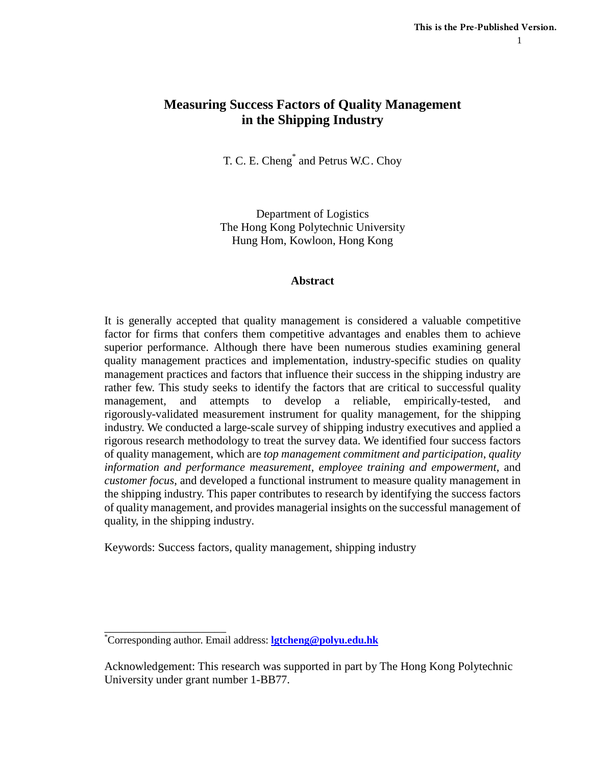# Measuring Success Factors of Quality Management in the Shipping Industry

T. C. E. Cheng* and Petrus W.C. Choy

Department of Logistics
The Hong Kong Polytechnic University
Hung Hom, Kowloon, Hong Kong

## Abstract

It is generally accepted that quality management is considered a valuable competitive factor for firms that confers them competitive advantages and enables them to achieve superior performance. Although there have been numerous studies examining general quality management practices and implementation, industry-specific studies on quality management practices and factors that influence their success in the shipping industry are rather few. This study seeks to identify the factors that are critical to successful quality management, and attempts to develop a reliable, empirically-tested, and rigorously-validated measurement instrument for quality management, for the shipping industry. We conducted a large-scale survey of shipping industry executives and applied a rigorous research methodology to treat the survey data. We identified four success factors of quality management, which are *top management commitment and participation*, *quality information and performance measurement*, *employee training and empowerment*, and *customer focus*, and developed a functional instrument to measure quality management in the shipping industry. This paper contributes to research by identifying the success factors of quality management, and provides managerial insights on the successful management of quality, in the shipping industry.

Keywords: Success factors, quality management, shipping industry

---

*Corresponding author. Email address: **lgtcheng@polyu.edu.hk**

Acknowledgement: This research was supported in part by The Hong Kong Polytechnic University under grant number 1-BB77.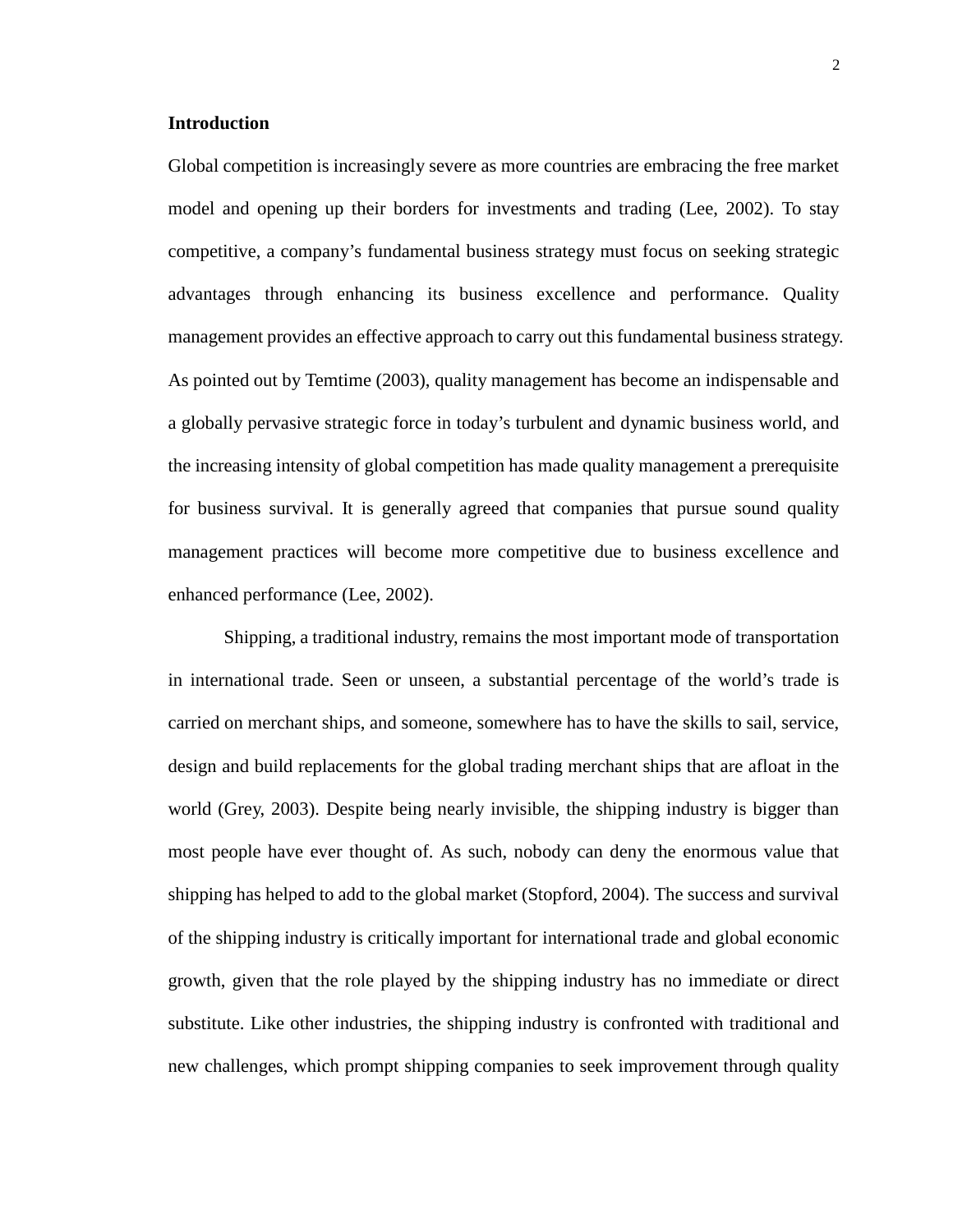**Introduction**

Global competition is increasingly severe as more countries are embracing the free market model and opening up their borders for investments and trading (Lee, 2002). To stay competitive, a company's fundamental business strategy must focus on seeking strategic advantages through enhancing its business excellence and performance. Quality management provides an effective approach to carry out this fundamental business strategy. As pointed out by Temtime (2003), quality management has become an indispensable and a globally pervasive strategic force in today's turbulent and dynamic business world, and the increasing intensity of global competition has made quality management a prerequisite for business survival. It is generally agreed that companies that pursue sound quality management practices will become more competitive due to business excellence and enhanced performance (Lee, 2002).

Shipping, a traditional industry, remains the most important mode of transportation in international trade. Seen or unseen, a substantial percentage of the world's trade is carried on merchant ships, and someone, somewhere has to have the skills to sail, service, design and build replacements for the global trading merchant ships that are afloat in the world (Grey, 2003). Despite being nearly invisible, the shipping industry is bigger than most people have ever thought of. As such, nobody can deny the enormous value that shipping has helped to add to the global market (Stopford, 2004). The success and survival of the shipping industry is critically important for international trade and global economic growth, given that the role played by the shipping industry has no immediate or direct substitute. Like other industries, the shipping industry is confronted with traditional and new challenges, which prompt shipping companies to seek improvement through quality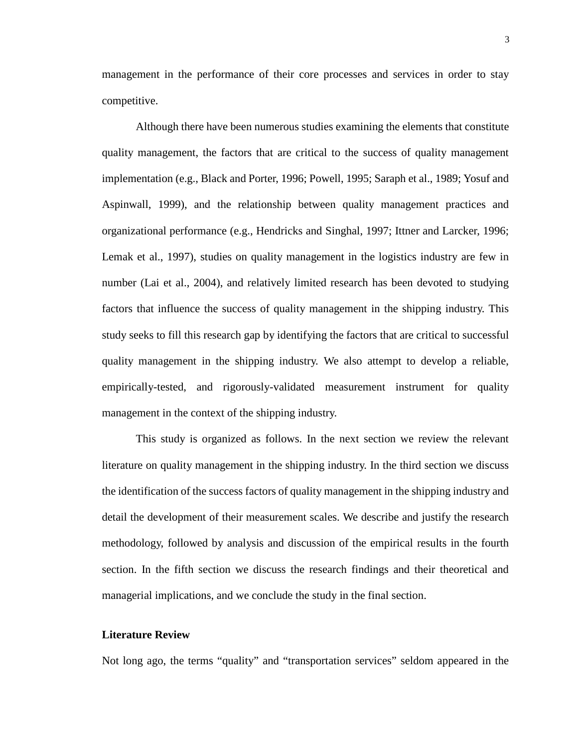management in the performance of their core processes and services in order to stay competitive.

Although there have been numerous studies examining the elements that constitute quality management, the factors that are critical to the success of quality management implementation (e.g., Black and Porter, 1996; Powell, 1995; Saraph et al., 1989; Yosuf and Aspinwall, 1999), and the relationship between quality management practices and organizational performance (e.g., Hendricks and Singhal, 1997; Ittner and Larcker, 1996; Lemak et al., 1997), studies on quality management in the logistics industry are few in number (Lai et al., 2004), and relatively limited research has been devoted to studying factors that influence the success of quality management in the shipping industry. This study seeks to fill this research gap by identifying the factors that are critical to successful quality management in the shipping industry. We also attempt to develop a reliable, empirically-tested, and rigorously-validated measurement instrument for quality management in the context of the shipping industry.

This study is organized as follows. In the next section we review the relevant literature on quality management in the shipping industry. In the third section we discuss the identification of the success factors of quality management in the shipping industry and detail the development of their measurement scales. We describe and justify the research methodology, followed by analysis and discussion of the empirical results in the fourth section. In the fifth section we discuss the research findings and their theoretical and managerial implications, and we conclude the study in the final section.

## Literature Review

Not long ago, the terms "quality" and "transportation services" seldom appeared in the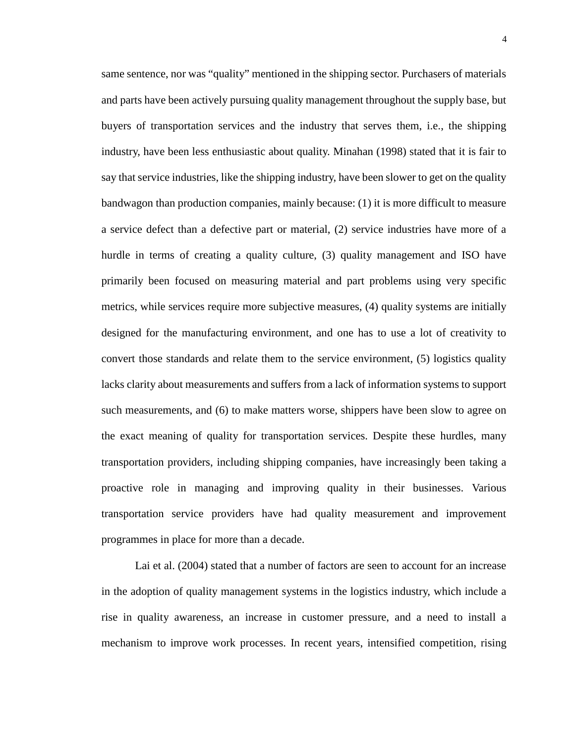same sentence, nor was "quality" mentioned in the shipping sector. Purchasers of materials and parts have been actively pursuing quality management throughout the supply base, but buyers of transportation services and the industry that serves them, i.e., the shipping industry, have been less enthusiastic about quality. Minahan (1998) stated that it is fair to say that service industries, like the shipping industry, have been slower to get on the quality bandwagon than production companies, mainly because: (1) it is more difficult to measure a service defect than a defective part or material, (2) service industries have more of a hurdle in terms of creating a quality culture, (3) quality management and ISO have primarily been focused on measuring material and part problems using very specific metrics, while services require more subjective measures, (4) quality systems are initially designed for the manufacturing environment, and one has to use a lot of creativity to convert those standards and relate them to the service environment, (5) logistics quality lacks clarity about measurements and suffers from a lack of information systems to support such measurements, and (6) to make matters worse, shippers have been slow to agree on the exact meaning of quality for transportation services. Despite these hurdles, many transportation providers, including shipping companies, have increasingly been taking a proactive role in managing and improving quality in their businesses. Various transportation service providers have had quality measurement and improvement programmes in place for more than a decade.

Lai et al. (2004) stated that a number of factors are seen to account for an increase in the adoption of quality management systems in the logistics industry, which include a rise in quality awareness, an increase in customer pressure, and a need to install a mechanism to improve work processes. In recent years, intensified competition, rising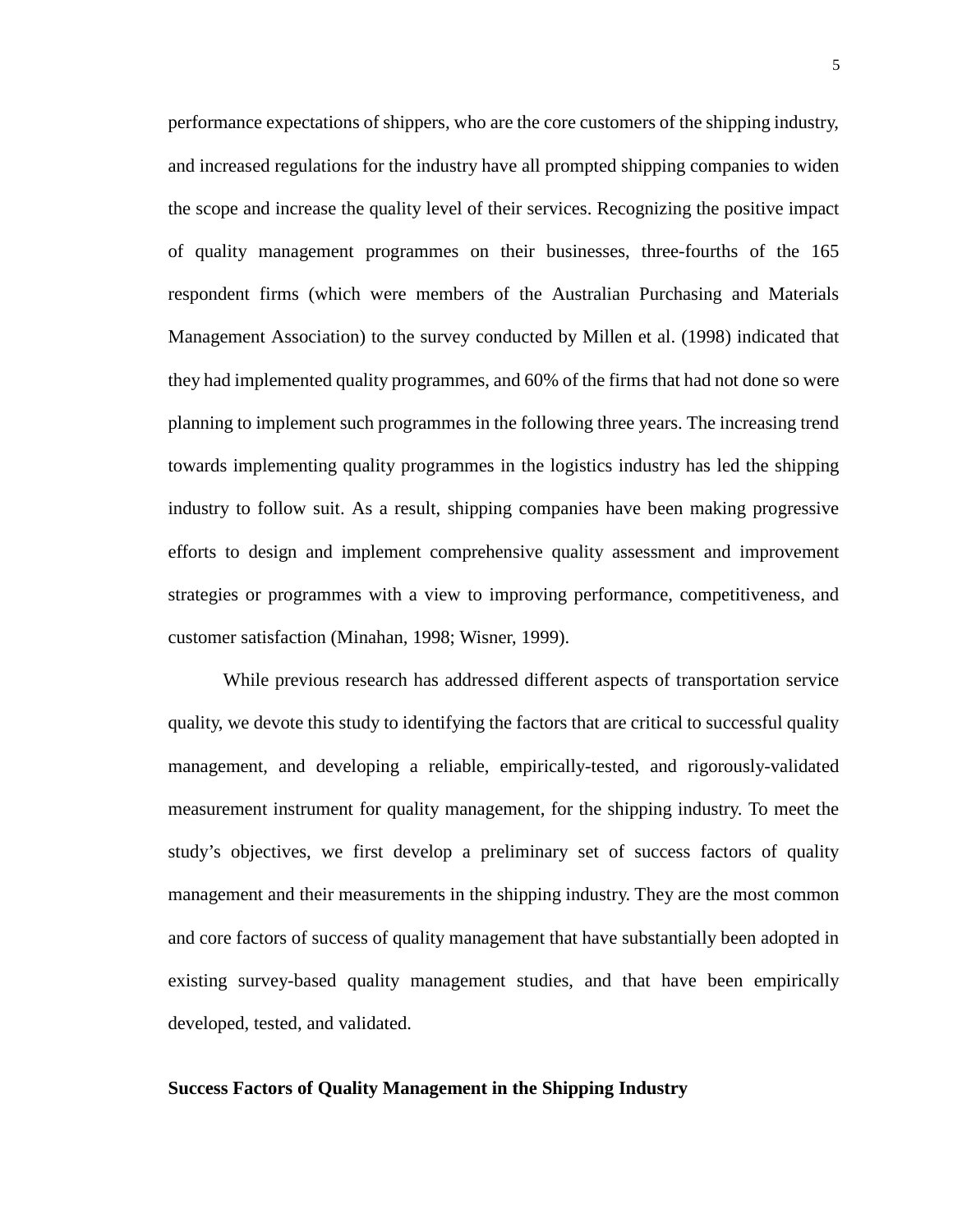performance expectations of shippers, who are the core customers of the shipping industry, and increased regulations for the industry have all prompted shipping companies to widen the scope and increase the quality level of their services. Recognizing the positive impact of quality management programmes on their businesses, three-fourths of the 165 respondent firms (which were members of the Australian Purchasing and Materials Management Association) to the survey conducted by Millen et al. (1998) indicated that they had implemented quality programmes, and 60% of the firms that had not done so were planning to implement such programmes in the following three years. The increasing trend towards implementing quality programmes in the logistics industry has led the shipping industry to follow suit. As a result, shipping companies have been making progressive efforts to design and implement comprehensive quality assessment and improvement strategies or programmes with a view to improving performance, competitiveness, and customer satisfaction (Minahan, 1998; Wisner, 1999).

While previous research has addressed different aspects of transportation service quality, we devote this study to identifying the factors that are critical to successful quality management, and developing a reliable, empirically-tested, and rigorously-validated measurement instrument for quality management, for the shipping industry. To meet the study's objectives, we first develop a preliminary set of success factors of quality management and their measurements in the shipping industry. They are the most common and core factors of success of quality management that have substantially been adopted in existing survey-based quality management studies, and that have been empirically developed, tested, and validated.

## Success Factors of Quality Management in the Shipping Industry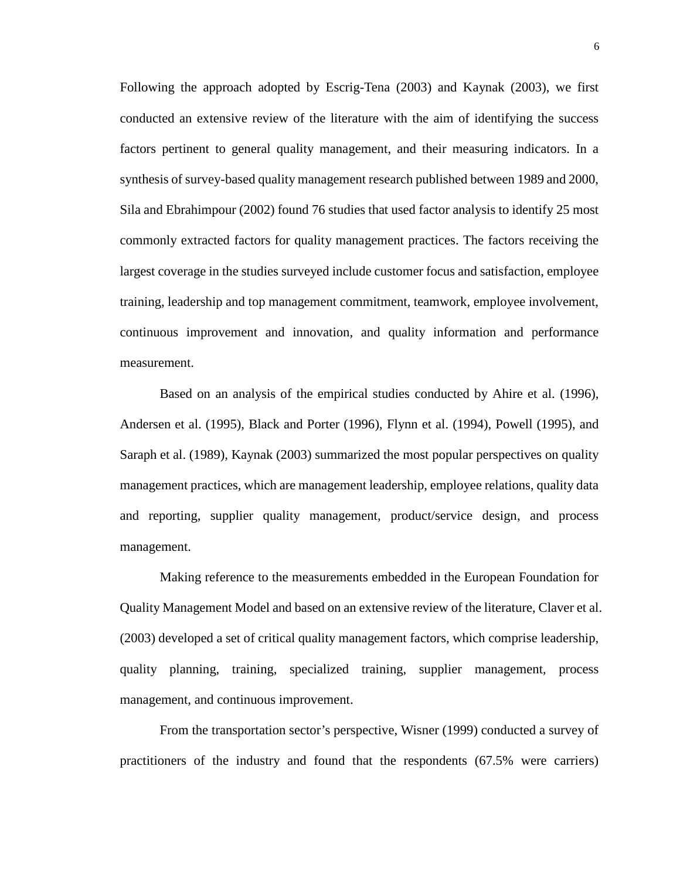Following the approach adopted by Escrig-Tena (2003) and Kaynak (2003), we first conducted an extensive review of the literature with the aim of identifying the success factors pertinent to general quality management, and their measuring indicators. In a synthesis of survey-based quality management research published between 1989 and 2000, Sila and Ebrahimpour (2002) found 76 studies that used factor analysis to identify 25 most commonly extracted factors for quality management practices. The factors receiving the largest coverage in the studies surveyed include customer focus and satisfaction, employee training, leadership and top management commitment, teamwork, employee involvement, continuous improvement and innovation, and quality information and performance measurement.

Based on an analysis of the empirical studies conducted by Ahire et al. (1996), Andersen et al. (1995), Black and Porter (1996), Flynn et al. (1994), Powell (1995), and Saraph et al. (1989), Kaynak (2003) summarized the most popular perspectives on quality management practices, which are management leadership, employee relations, quality data and reporting, supplier quality management, product/service design, and process management.

Making reference to the measurements embedded in the European Foundation for Quality Management Model and based on an extensive review of the literature, Claver et al. (2003) developed a set of critical quality management factors, which comprise leadership, quality planning, training, specialized training, supplier management, process management, and continuous improvement.

From the transportation sector's perspective, Wisner (1999) conducted a survey of practitioners of the industry and found that the respondents (67.5% were carriers)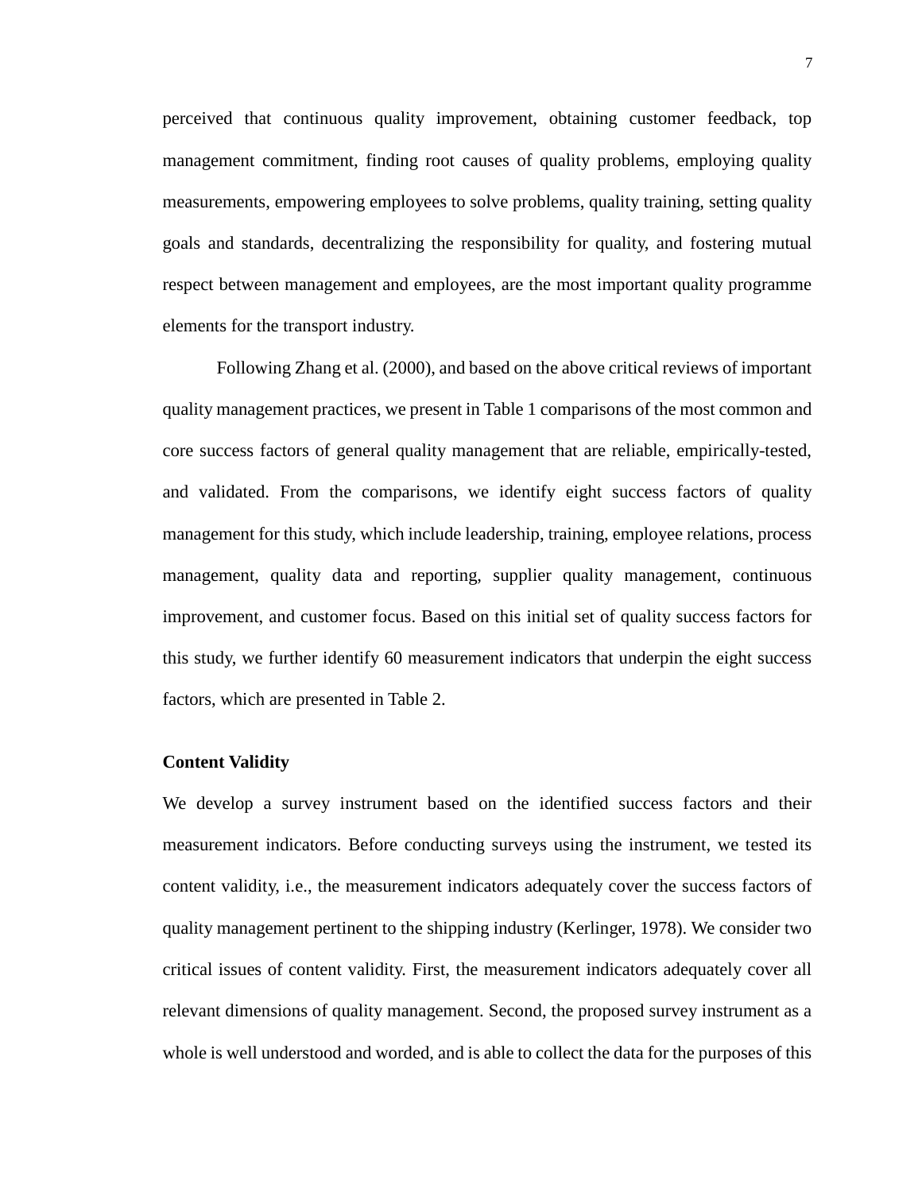perceived that continuous quality improvement, obtaining customer feedback, top management commitment, finding root causes of quality problems, employing quality measurements, empowering employees to solve problems, quality training, setting quality goals and standards, decentralizing the responsibility for quality, and fostering mutual respect between management and employees, are the most important quality programme elements for the transport industry.

Following Zhang et al. (2000), and based on the above critical reviews of important quality management practices, we present in Table 1 comparisons of the most common and core success factors of general quality management that are reliable, empirically-tested, and validated. From the comparisons, we identify eight success factors of quality management for this study, which include leadership, training, employee relations, process management, quality data and reporting, supplier quality management, continuous improvement, and customer focus. Based on this initial set of quality success factors for this study, we further identify 60 measurement indicators that underpin the eight success factors, which are presented in Table 2.

**Content Validity**

We develop a survey instrument based on the identified success factors and their measurement indicators. Before conducting surveys using the instrument, we tested its content validity, i.e., the measurement indicators adequately cover the success factors of quality management pertinent to the shipping industry (Kerlinger, 1978). We consider two critical issues of content validity. First, the measurement indicators adequately cover all relevant dimensions of quality management. Second, the proposed survey instrument as a whole is well understood and worded, and is able to collect the data for the purposes of this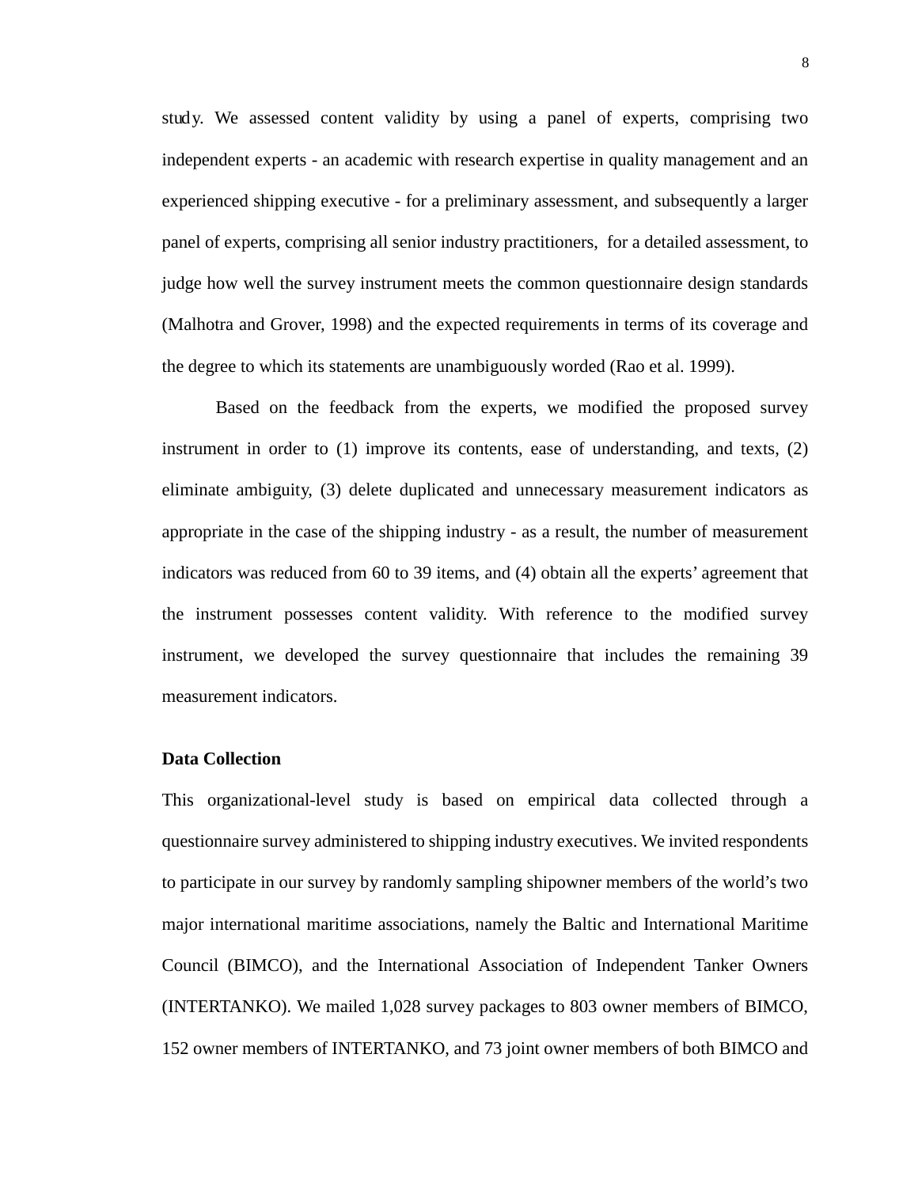study. We assessed content validity by using a panel of experts, comprising two independent experts - an academic with research expertise in quality management and an experienced shipping executive - for a preliminary assessment, and subsequently a larger panel of experts, comprising all senior industry practitioners, for a detailed assessment, to judge how well the survey instrument meets the common questionnaire design standards (Malhotra and Grover, 1998) and the expected requirements in terms of its coverage and the degree to which its statements are unambiguously worded (Rao et al. 1999).

Based on the feedback from the experts, we modified the proposed survey instrument in order to (1) improve its contents, ease of understanding, and texts, (2) eliminate ambiguity, (3) delete duplicated and unnecessary measurement indicators as appropriate in the case of the shipping industry - as a result, the number of measurement indicators was reduced from 60 to 39 items, and (4) obtain all the experts' agreement that the instrument possesses content validity. With reference to the modified survey instrument, we developed the survey questionnaire that includes the remaining 39 measurement indicators.

**Data Collection**

This organizational-level study is based on empirical data collected through a questionnaire survey administered to shipping industry executives. We invited respondents to participate in our survey by randomly sampling shipowner members of the world's two major international maritime associations, namely the Baltic and International Maritime Council (BIMCO), and the International Association of Independent Tanker Owners (INTERTANKO). We mailed 1,028 survey packages to 803 owner members of BIMCO, 152 owner members of INTERTANKO, and 73 joint owner members of both BIMCO and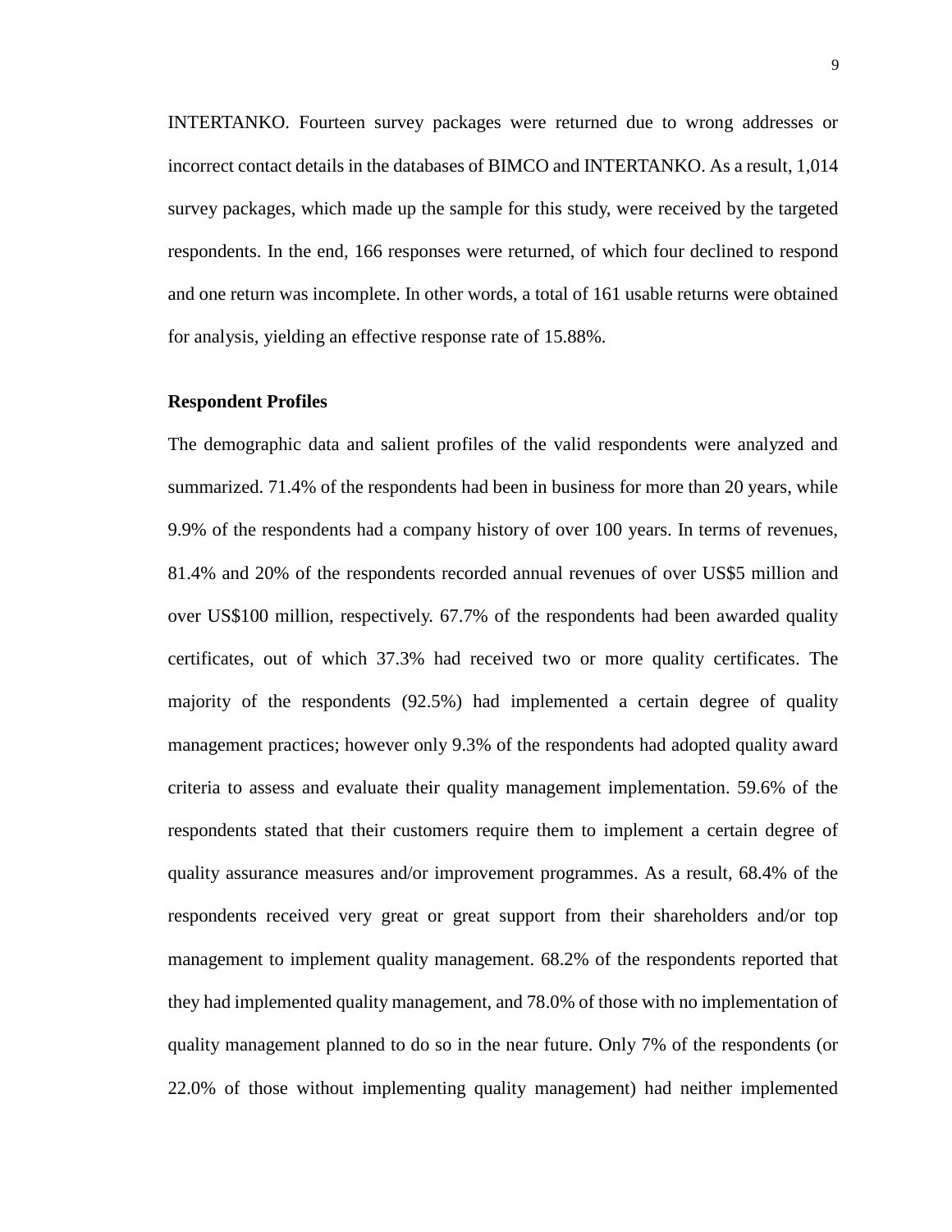INTERTANKO. Fourteen survey packages were returned due to wrong addresses or incorrect contact details in the databases of BIMCO and INTERTANKO. As a result, 1,014 survey packages, which made up the sample for this study, were received by the targeted respondents. In the end, 166 responses were returned, of which four declined to respond and one return was incomplete. In other words, a total of 161 usable returns were obtained for analysis, yielding an effective response rate of 15.88%.

**Respondent Profiles**

The demographic data and salient profiles of the valid respondents were analyzed and summarized. 71.4% of the respondents had been in business for more than 20 years, while 9.9% of the respondents had a company history of over 100 years. In terms of revenues, 81.4% and 20% of the respondents recorded annual revenues of over US$5 million and over US$100 million, respectively. 67.7% of the respondents had been awarded quality certificates, out of which 37.3% had received two or more quality certificates. The majority of the respondents (92.5%) had implemented a certain degree of quality management practices; however only 9.3% of the respondents had adopted quality award criteria to assess and evaluate their quality management implementation. 59.6% of the respondents stated that their customers require them to implement a certain degree of quality assurance measures and/or improvement programmes. As a result, 68.4% of the respondents received very great or great support from their shareholders and/or top management to implement quality management. 68.2% of the respondents reported that they had implemented quality management, and 78.0% of those with no implementation of quality management planned to do so in the near future. Only 7% of the respondents (or 22.0% of those without implementing quality management) had neither implemented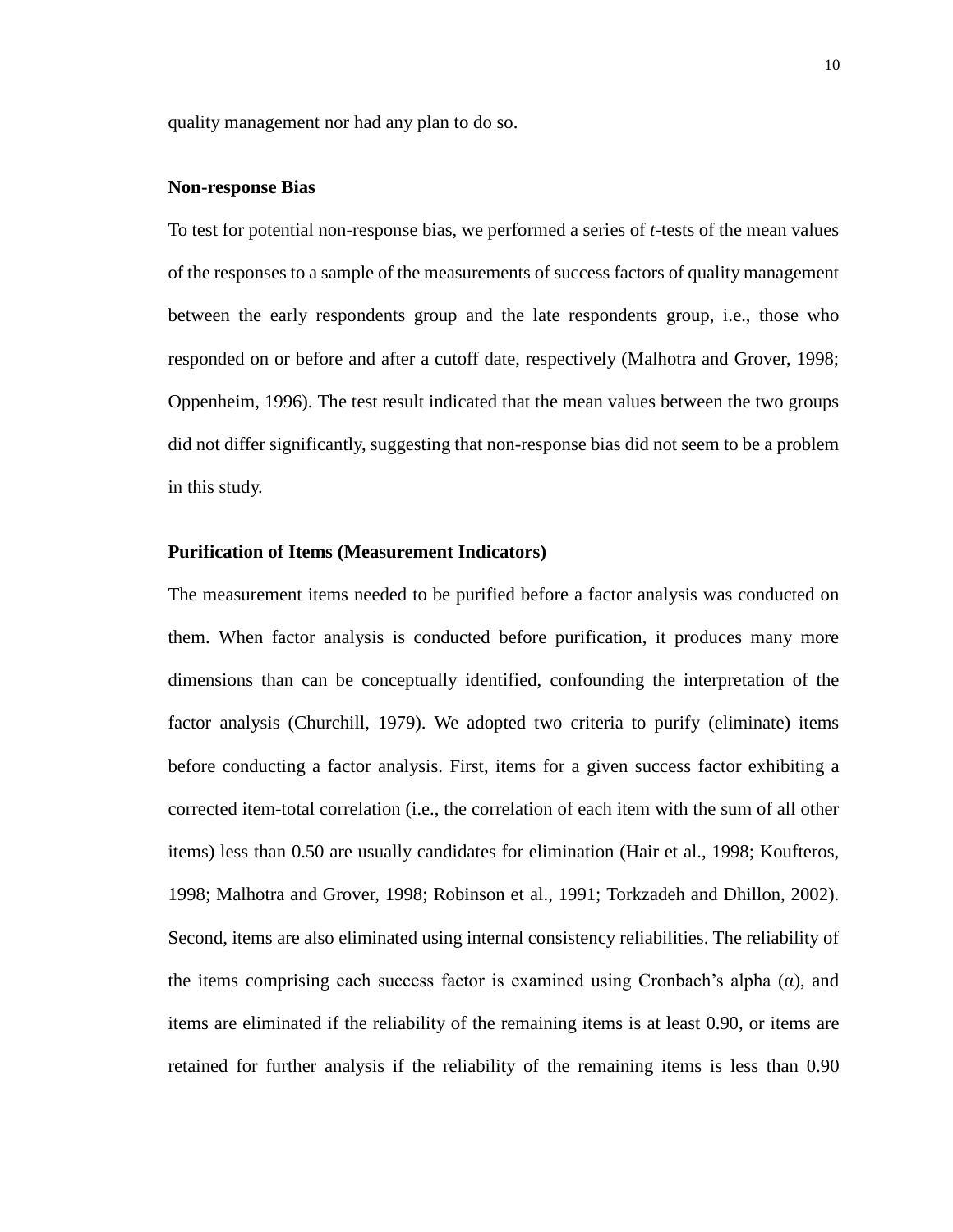quality management nor had any plan to do so.

**Non-response Bias**

To test for potential non-response bias, we performed a series of *t*-tests of the mean values of the responses to a sample of the measurements of success factors of quality management between the early respondents group and the late respondents group, i.e., those who responded on or before and after a cutoff date, respectively (Malhotra and Grover, 1998; Oppenheim, 1996). The test result indicated that the mean values between the two groups did not differ significantly, suggesting that non-response bias did not seem to be a problem in this study.

**Purification of Items (Measurement Indicators)**

The measurement items needed to be purified before a factor analysis was conducted on them. When factor analysis is conducted before purification, it produces many more dimensions than can be conceptually identified, confounding the interpretation of the factor analysis (Churchill, 1979). We adopted two criteria to purify (eliminate) items before conducting a factor analysis. First, items for a given success factor exhibiting a corrected item-total correlation (i.e., the correlation of each item with the sum of all other items) less than 0.50 are usually candidates for elimination (Hair et al., 1998; Koufteros, 1998; Malhotra and Grover, 1998; Robinson et al., 1991; Torkzadeh and Dhillon, 2002). Second, items are also eliminated using internal consistency reliabilities. The reliability of the items comprising each success factor is examined using Cronbach's alpha ($\alpha$), and items are eliminated if the reliability of the remaining items is at least 0.90, or items are retained for further analysis if the reliability of the remaining items is less than 0.90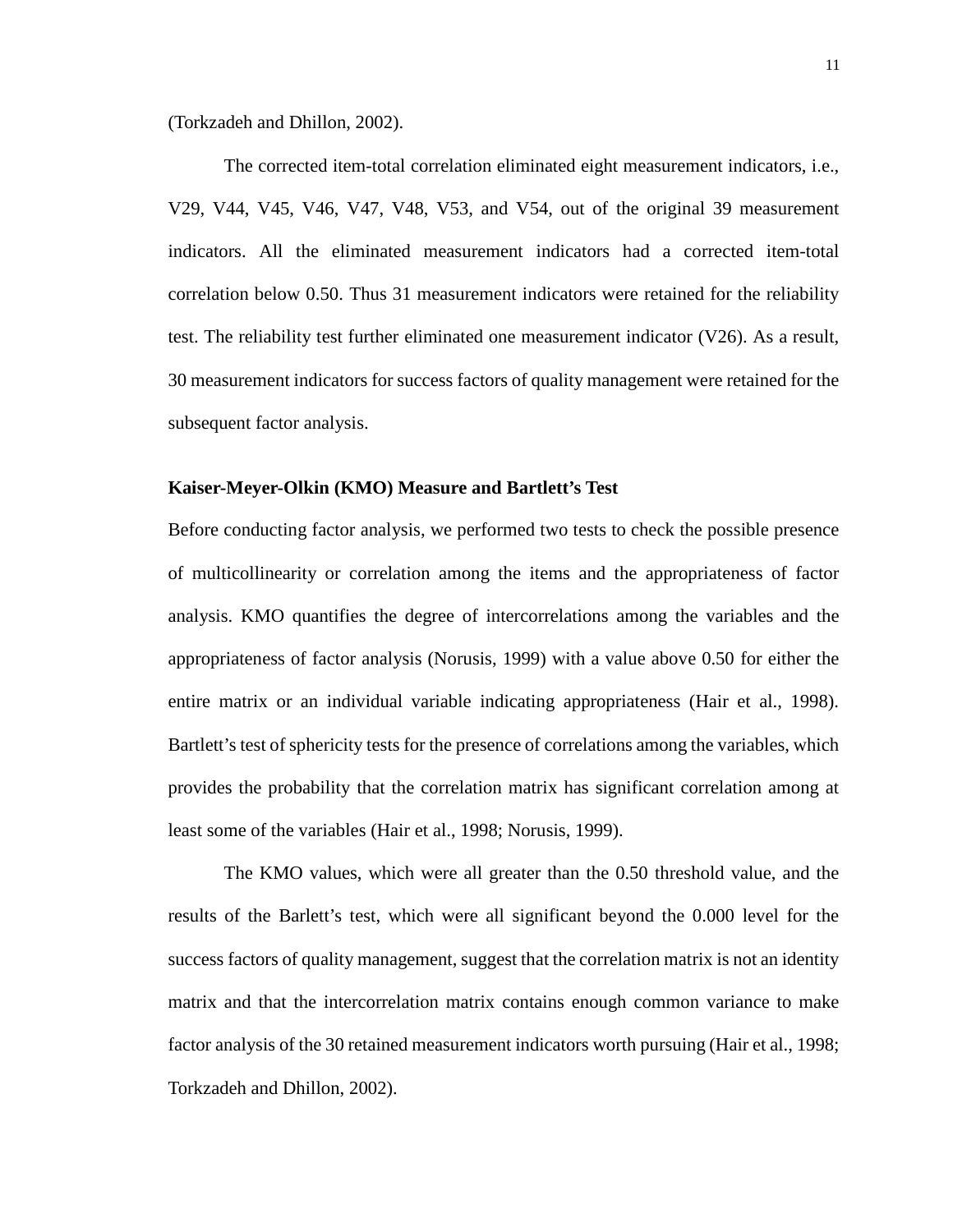(Torkzadeh and Dhillon, 2002).

The corrected item-total correlation eliminated eight measurement indicators, i.e., V29, V44, V45, V46, V47, V48, V53, and V54, out of the original 39 measurement indicators. All the eliminated measurement indicators had a corrected item-total correlation below 0.50. Thus 31 measurement indicators were retained for the reliability test. The reliability test further eliminated one measurement indicator (V26). As a result, 30 measurement indicators for success factors of quality management were retained for the subsequent factor analysis.

**Kaiser-Meyer-Olkin (KMO) Measure and Bartlett's Test**

Before conducting factor analysis, we performed two tests to check the possible presence of multicollinearity or correlation among the items and the appropriateness of factor analysis. KMO quantifies the degree of intercorrelations among the variables and the appropriateness of factor analysis (Norusis, 1999) with a value above 0.50 for either the entire matrix or an individual variable indicating appropriateness (Hair et al., 1998). Bartlett's test of sphericity tests for the presence of correlations among the variables, which provides the probability that the correlation matrix has significant correlation among at least some of the variables (Hair et al., 1998; Norusis, 1999).

The KMO values, which were all greater than the 0.50 threshold value, and the results of the Barlett's test, which were all significant beyond the 0.000 level for the success factors of quality management, suggest that the correlation matrix is not an identity matrix and that the intercorrelation matrix contains enough common variance to make factor analysis of the 30 retained measurement indicators worth pursuing (Hair et al., 1998; Torkzadeh and Dhillon, 2002).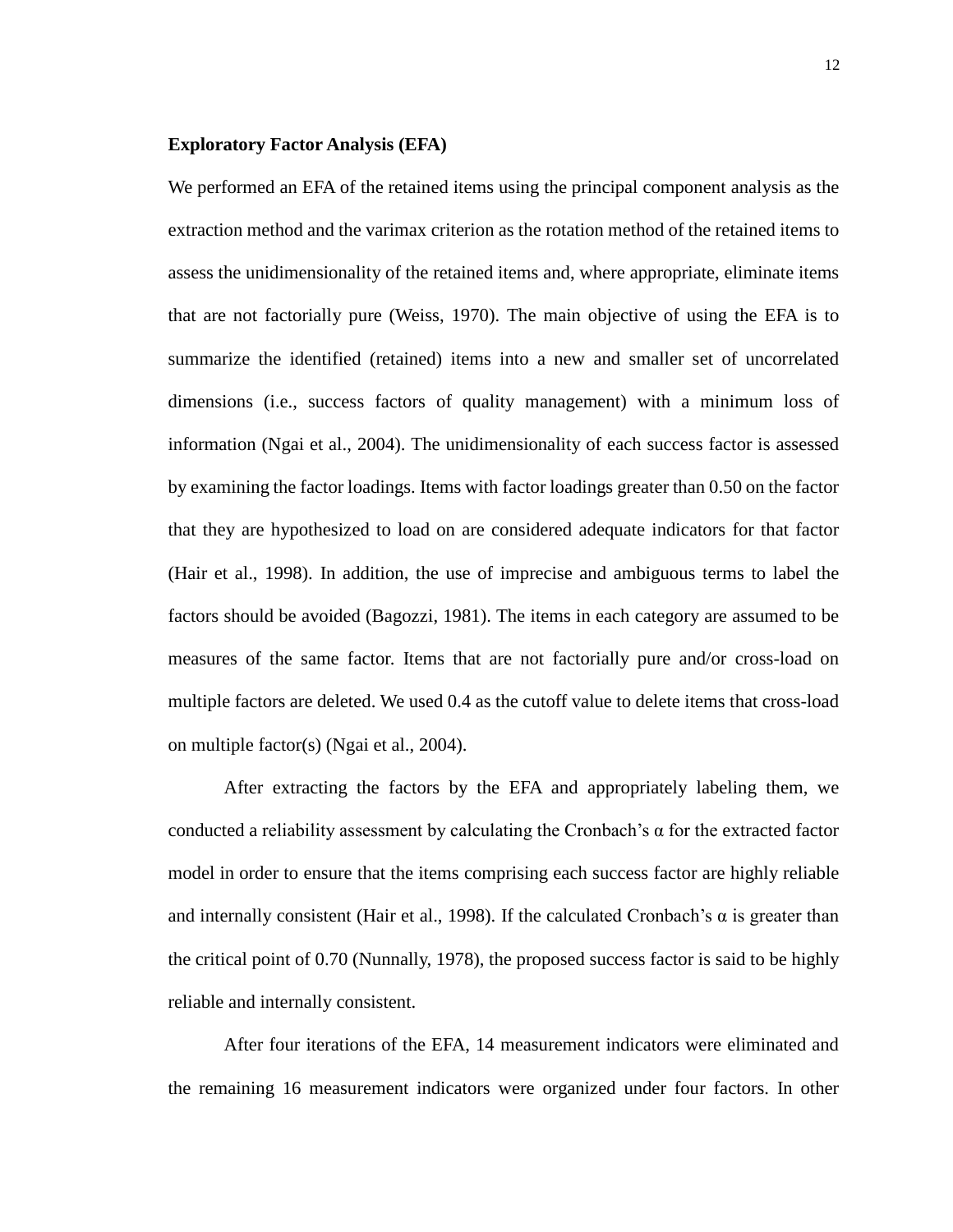**Exploratory Factor Analysis (EFA)**

We performed an EFA of the retained items using the principal component analysis as the extraction method and the varimax criterion as the rotation method of the retained items to assess the unidimensionality of the retained items and, where appropriate, eliminate items that are not factorially pure (Weiss, 1970). The main objective of using the EFA is to summarize the identified (retained) items into a new and smaller set of uncorrelated dimensions (i.e., success factors of quality management) with a minimum loss of information (Ngai et al., 2004). The unidimensionality of each success factor is assessed by examining the factor loadings. Items with factor loadings greater than 0.50 on the factor that they are hypothesized to load on are considered adequate indicators for that factor (Hair et al., 1998). In addition, the use of imprecise and ambiguous terms to label the factors should be avoided (Bagozzi, 1981). The items in each category are assumed to be measures of the same factor. Items that are not factorially pure and/or cross-load on multiple factors are deleted. We used 0.4 as the cutoff value to delete items that cross-load on multiple factor(s) (Ngai et al., 2004).

After extracting the factors by the EFA and appropriately labeling them, we conducted a reliability assessment by calculating the Cronbach's α for the extracted factor model in order to ensure that the items comprising each success factor are highly reliable and internally consistent (Hair et al., 1998). If the calculated Cronbach's α is greater than the critical point of 0.70 (Nunnally, 1978), the proposed success factor is said to be highly reliable and internally consistent.

After four iterations of the EFA, 14 measurement indicators were eliminated and the remaining 16 measurement indicators were organized under four factors. In other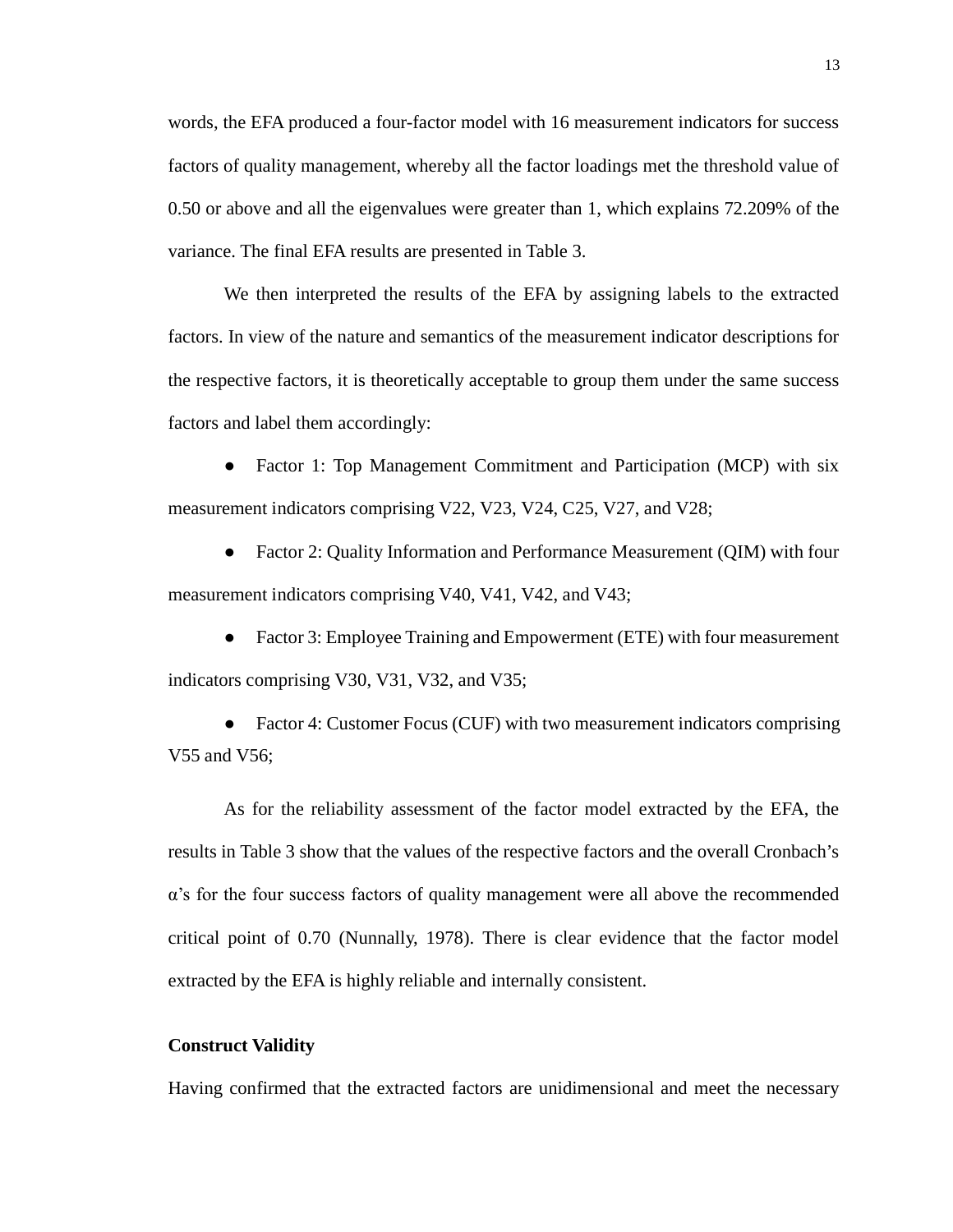words, the EFA produced a four-factor model with 16 measurement indicators for success factors of quality management, whereby all the factor loadings met the threshold value of 0.50 or above and all the eigenvalues were greater than 1, which explains 72.209% of the variance. The final EFA results are presented in Table 3.

We then interpreted the results of the EFA by assigning labels to the extracted factors. In view of the nature and semantics of the measurement indicator descriptions for the respective factors, it is theoretically acceptable to group them under the same success factors and label them accordingly:

- Factor 1: Top Management Commitment and Participation (MCP) with six measurement indicators comprising V22, V23, V24, C25, V27, and V28;
- Factor 2: Quality Information and Performance Measurement (QIM) with four measurement indicators comprising V40, V41, V42, and V43;
- Factor 3: Employee Training and Empowerment (ETE) with four measurement indicators comprising V30, V31, V32, and V35;
- Factor 4: Customer Focus (CUF) with two measurement indicators comprising V55 and V56;

As for the reliability assessment of the factor model extracted by the EFA, the results in Table 3 show that the values of the respective factors and the overall Cronbach's α's for the four success factors of quality management were all above the recommended critical point of 0.70 (Nunnally, 1978). There is clear evidence that the factor model extracted by the EFA is highly reliable and internally consistent.

**Construct Validity**

Having confirmed that the extracted factors are unidimensional and meet the necessary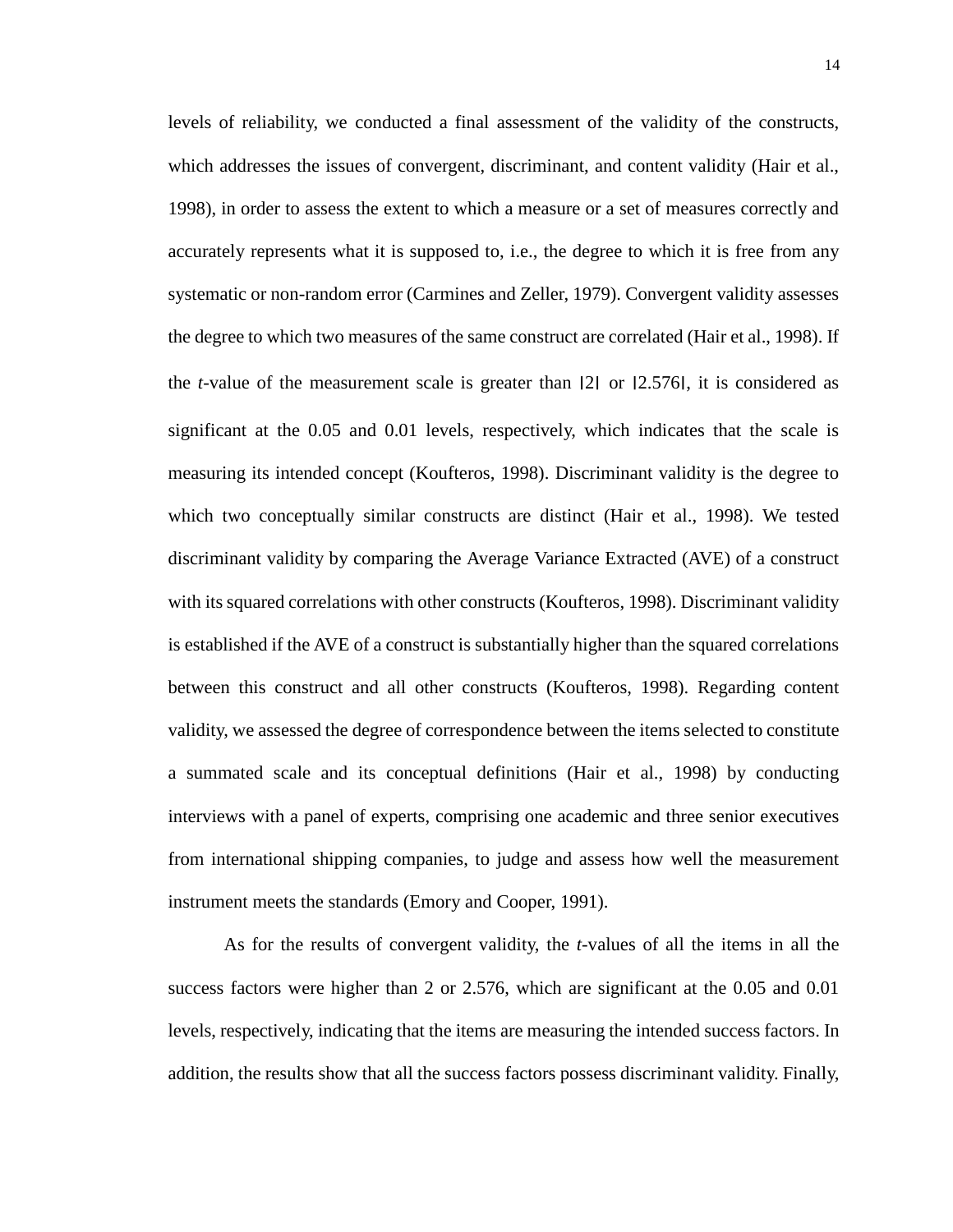levels of reliability, we conducted a final assessment of the validity of the constructs, which addresses the issues of convergent, discriminant, and content validity (Hair et al., 1998), in order to assess the extent to which a measure or a set of measures correctly and accurately represents what it is supposed to, i.e., the degree to which it is free from any systematic or non-random error (Carmines and Zeller, 1979). Convergent validity assesses the degree to which two measures of the same construct are correlated (Hair et al., 1998). If the *t*-value of the measurement scale is greater than $|2|$ or $|2.576|$, it is considered as significant at the 0.05 and 0.01 levels, respectively, which indicates that the scale is measuring its intended concept (Koufteros, 1998). Discriminant validity is the degree to which two conceptually similar constructs are distinct (Hair et al., 1998). We tested discriminant validity by comparing the Average Variance Extracted (AVE) of a construct with its squared correlations with other constructs (Koufteros, 1998). Discriminant validity is established if the AVE of a construct is substantially higher than the squared correlations between this construct and all other constructs (Koufteros, 1998). Regarding content validity, we assessed the degree of correspondence between the items selected to constitute a summated scale and its conceptual definitions (Hair et al., 1998) by conducting interviews with a panel of experts, comprising one academic and three senior executives from international shipping companies, to judge and assess how well the measurement instrument meets the standards (Emory and Cooper, 1991).

As for the results of convergent validity, the *t*-values of all the items in all the success factors were higher than 2 or 2.576, which are significant at the 0.05 and 0.01 levels, respectively, indicating that the items are measuring the intended success factors. In addition, the results show that all the success factors possess discriminant validity. Finally,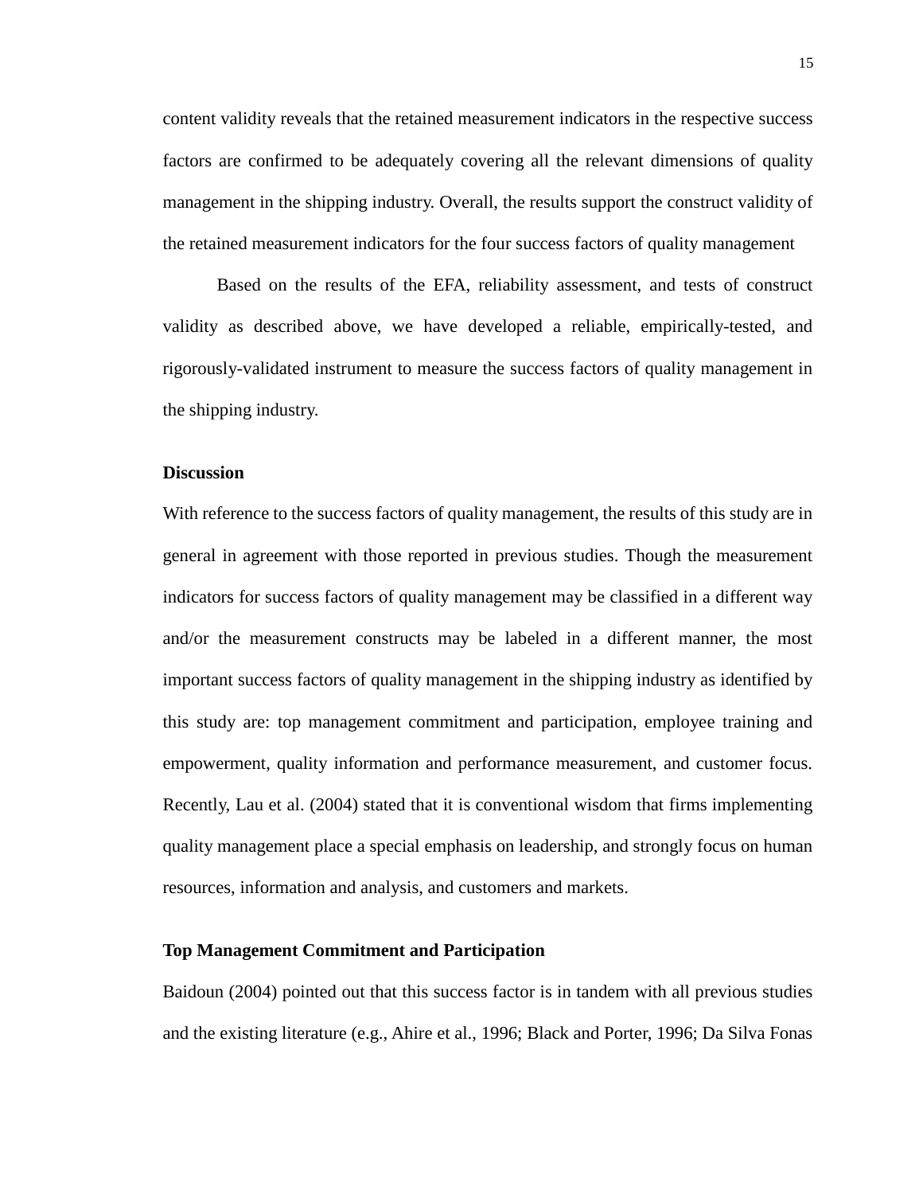content validity reveals that the retained measurement indicators in the respective success factors are confirmed to be adequately covering all the relevant dimensions of quality management in the shipping industry. Overall, the results support the construct validity of the retained measurement indicators for the four success factors of quality management

Based on the results of the EFA, reliability assessment, and tests of construct validity as described above, we have developed a reliable, empirically-tested, and rigorously-validated instrument to measure the success factors of quality management in the shipping industry.

**Discussion**

With reference to the success factors of quality management, the results of this study are in general in agreement with those reported in previous studies. Though the measurement indicators for success factors of quality management may be classified in a different way and/or the measurement constructs may be labeled in a different manner, the most important success factors of quality management in the shipping industry as identified by this study are: top management commitment and participation, employee training and empowerment, quality information and performance measurement, and customer focus. Recently, Lau et al. (2004) stated that it is conventional wisdom that firms implementing quality management place a special emphasis on leadership, and strongly focus on human resources, information and analysis, and customers and markets.

**Top Management Commitment and Participation**

Baidoun (2004) pointed out that this success factor is in tandem with all previous studies and the existing literature (e.g., Ahire et al., 1996; Black and Porter, 1996; Da Silva Fonas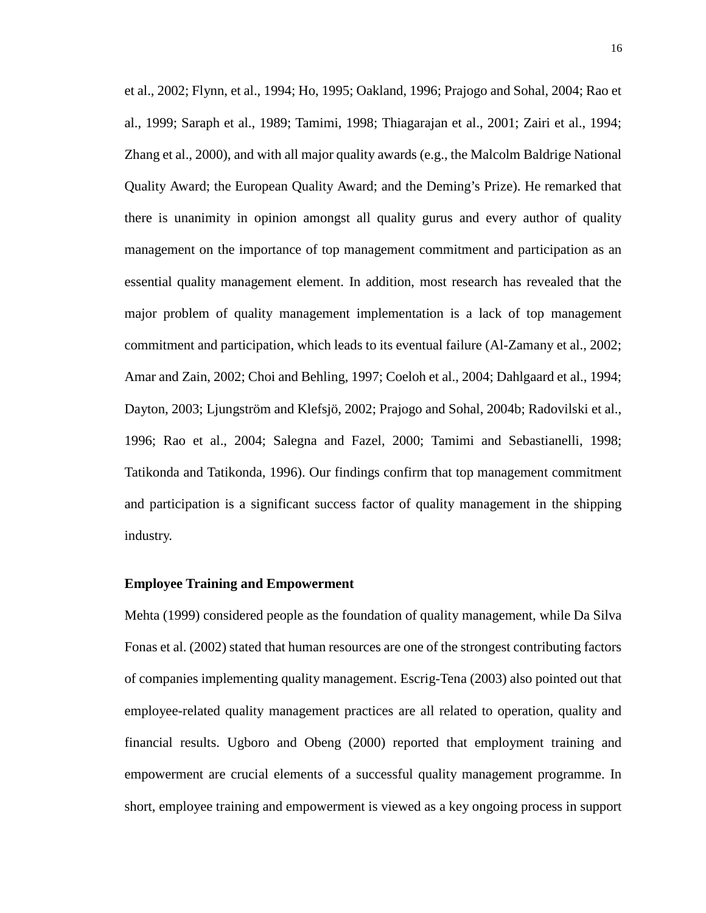et al., 2002; Flynn, et al., 1994; Ho, 1995; Oakland, 1996; Prajogo and Sohal, 2004; Rao et al., 1999; Saraph et al., 1989; Tamimi, 1998; Thiagarajan et al., 2001; Zairi et al., 1994; Zhang et al., 2000), and with all major quality awards (e.g., the Malcolm Baldrige National Quality Award; the European Quality Award; and the Deming's Prize). He remarked that there is unanimity in opinion amongst all quality gurus and every author of quality management on the importance of top management commitment and participation as an essential quality management element. In addition, most research has revealed that the major problem of quality management implementation is a lack of top management commitment and participation, which leads to its eventual failure (Al-Zamany et al., 2002; Amar and Zain, 2002; Choi and Behling, 1997; Coeloh et al., 2004; Dahlgaard et al., 1994; Dayton, 2003; Ljungström and Klefsjö, 2002; Prajogo and Sohal, 2004b; Radovilski et al., 1996; Rao et al., 2004; Salegna and Fazel, 2000; Tamimi and Sebastianelli, 1998; Tatikonda and Tatikonda, 1996). Our findings confirm that top management commitment and participation is a significant success factor of quality management in the shipping industry.

**Employee Training and Empowerment**

Mehta (1999) considered people as the foundation of quality management, while Da Silva Fonas et al. (2002) stated that human resources are one of the strongest contributing factors of companies implementing quality management. Escrig-Tena (2003) also pointed out that employee-related quality management practices are all related to operation, quality and financial results. Ugboro and Obeng (2000) reported that employment training and empowerment are crucial elements of a successful quality management programme. In short, employee training and empowerment is viewed as a key ongoing process in support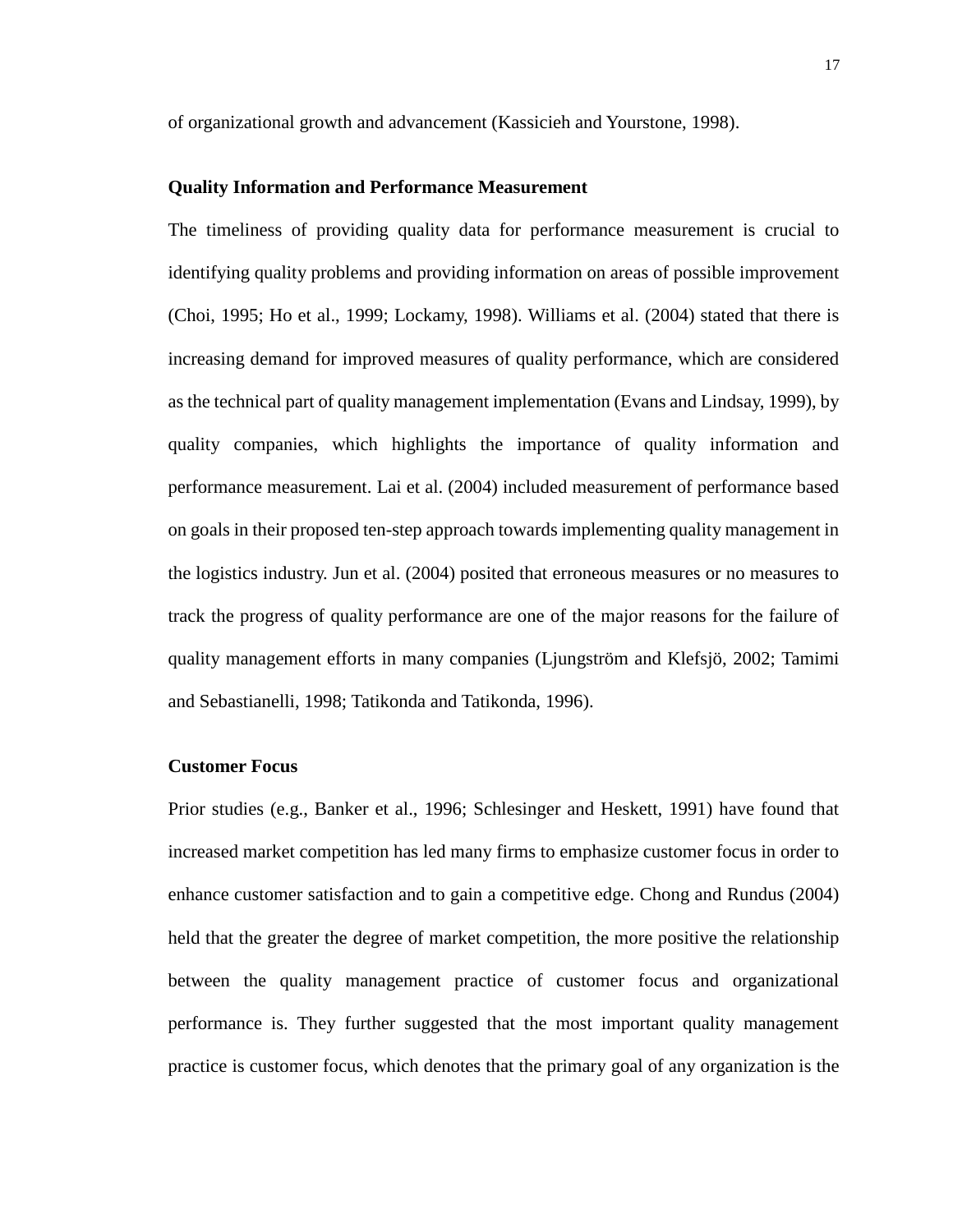of organizational growth and advancement (Kassicieh and Yourstone, 1998).

**Quality Information and Performance Measurement**

The timeliness of providing quality data for performance measurement is crucial to identifying quality problems and providing information on areas of possible improvement (Choi, 1995; Ho et al., 1999; Lockamy, 1998). Williams et al. (2004) stated that there is increasing demand for improved measures of quality performance, which are considered as the technical part of quality management implementation (Evans and Lindsay, 1999), by quality companies, which highlights the importance of quality information and performance measurement. Lai et al. (2004) included measurement of performance based on goals in their proposed ten-step approach towards implementing quality management in the logistics industry. Jun et al. (2004) posited that erroneous measures or no measures to track the progress of quality performance are one of the major reasons for the failure of quality management efforts in many companies (Ljungström and Klefsjö, 2002; Tamimi and Sebastianelli, 1998; Tatikonda and Tatikonda, 1996).

**Customer Focus**

Prior studies (e.g., Banker et al., 1996; Schlesinger and Heskett, 1991) have found that increased market competition has led many firms to emphasize customer focus in order to enhance customer satisfaction and to gain a competitive edge. Chong and Rundus (2004) held that the greater the degree of market competition, the more positive the relationship between the quality management practice of customer focus and organizational performance is. They further suggested that the most important quality management practice is customer focus, which denotes that the primary goal of any organization is the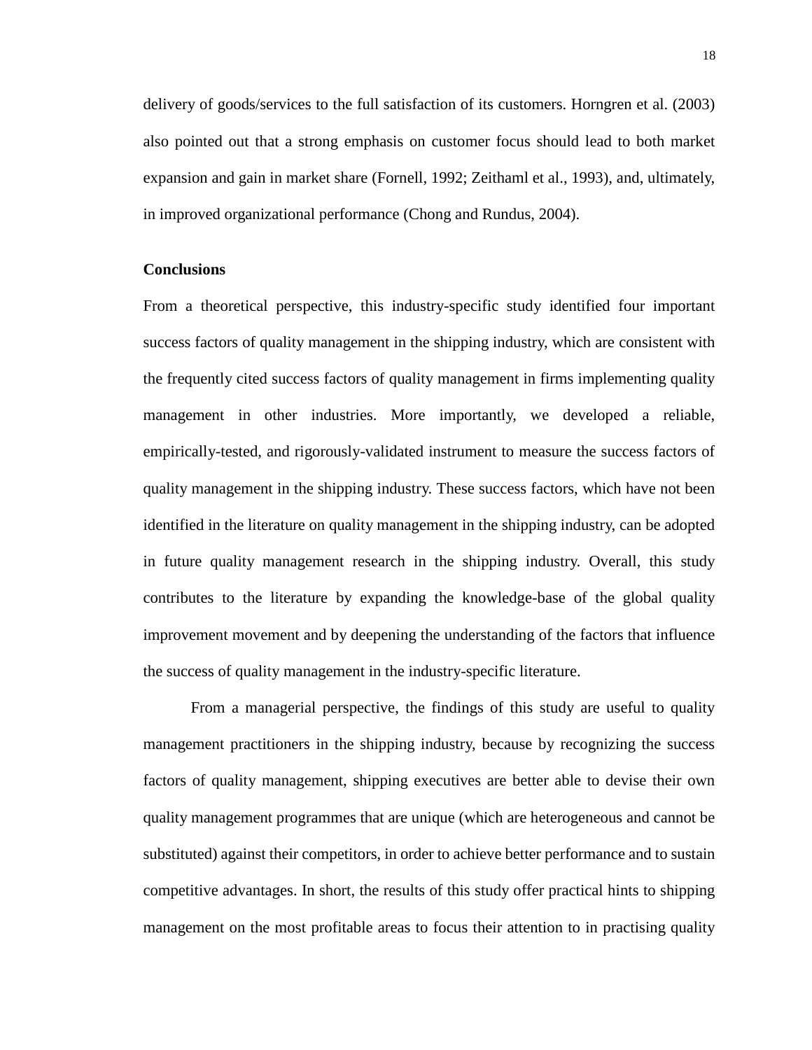delivery of goods/services to the full satisfaction of its customers. Horngren et al. (2003) also pointed out that a strong emphasis on customer focus should lead to both market expansion and gain in market share (Fornell, 1992; Zeithaml et al., 1993), and, ultimately, in improved organizational performance (Chong and Rundus, 2004).

**Conclusions**

From a theoretical perspective, this industry-specific study identified four important success factors of quality management in the shipping industry, which are consistent with the frequently cited success factors of quality management in firms implementing quality management in other industries. More importantly, we developed a reliable, empirically-tested, and rigorously-validated instrument to measure the success factors of quality management in the shipping industry. These success factors, which have not been identified in the literature on quality management in the shipping industry, can be adopted in future quality management research in the shipping industry. Overall, this study contributes to the literature by expanding the knowledge-base of the global quality improvement movement and by deepening the understanding of the factors that influence the success of quality management in the industry-specific literature.

From a managerial perspective, the findings of this study are useful to quality management practitioners in the shipping industry, because by recognizing the success factors of quality management, shipping executives are better able to devise their own quality management programmes that are unique (which are heterogeneous and cannot be substituted) against their competitors, in order to achieve better performance and to sustain competitive advantages. In short, the results of this study offer practical hints to shipping management on the most profitable areas to focus their attention to in practising quality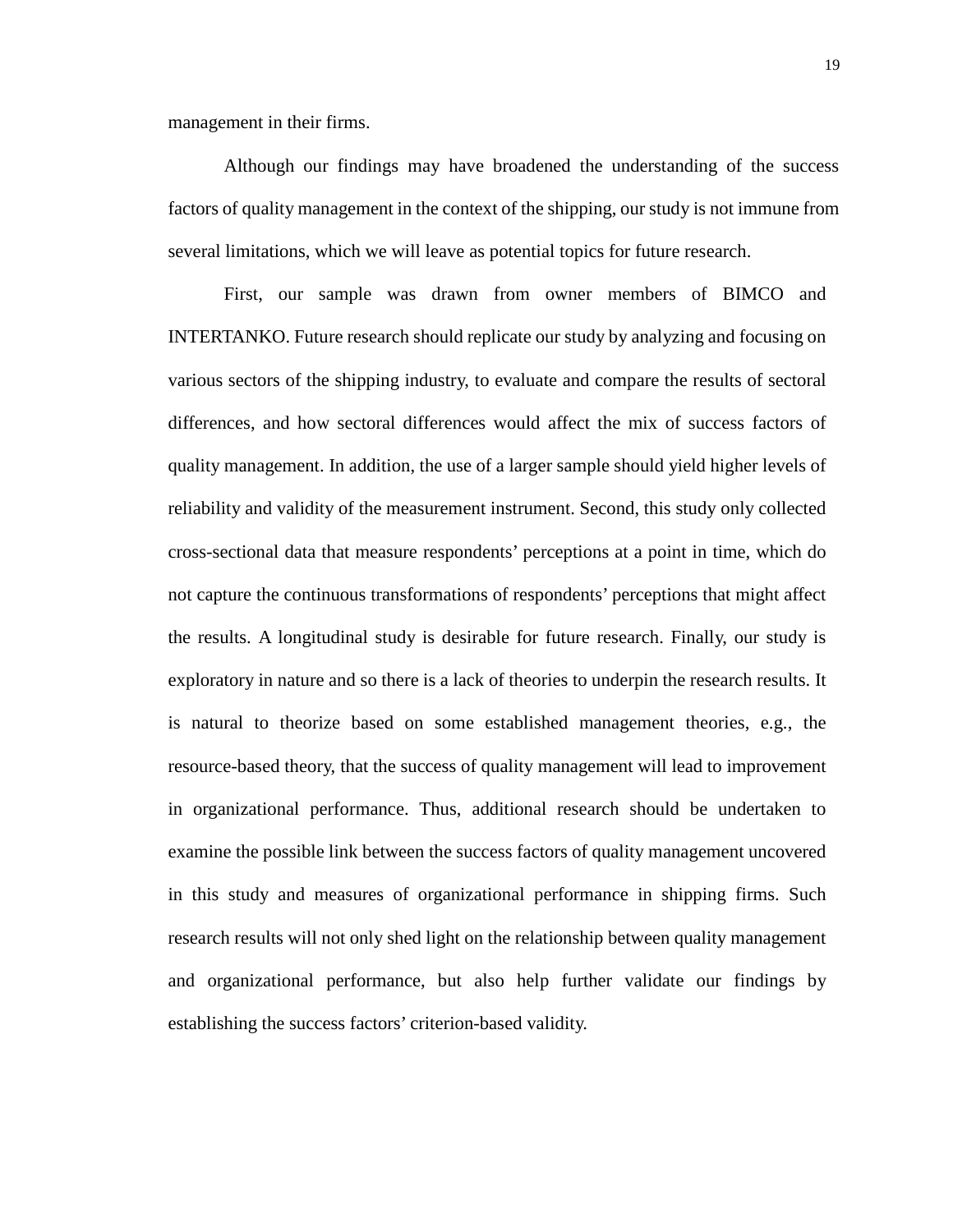management in their firms.

Although our findings may have broadened the understanding of the success factors of quality management in the context of the shipping, our study is not immune from several limitations, which we will leave as potential topics for future research.

First, our sample was drawn from owner members of BIMCO and INTERTANKO. Future research should replicate our study by analyzing and focusing on various sectors of the shipping industry, to evaluate and compare the results of sectoral differences, and how sectoral differences would affect the mix of success factors of quality management. In addition, the use of a larger sample should yield higher levels of reliability and validity of the measurement instrument. Second, this study only collected cross-sectional data that measure respondents' perceptions at a point in time, which do not capture the continuous transformations of respondents' perceptions that might affect the results. A longitudinal study is desirable for future research. Finally, our study is exploratory in nature and so there is a lack of theories to underpin the research results. It is natural to theorize based on some established management theories, e.g., the resource-based theory, that the success of quality management will lead to improvement in organizational performance. Thus, additional research should be undertaken to examine the possible link between the success factors of quality management uncovered in this study and measures of organizational performance in shipping firms. Such research results will not only shed light on the relationship between quality management and organizational performance, but also help further validate our findings by establishing the success factors' criterion-based validity.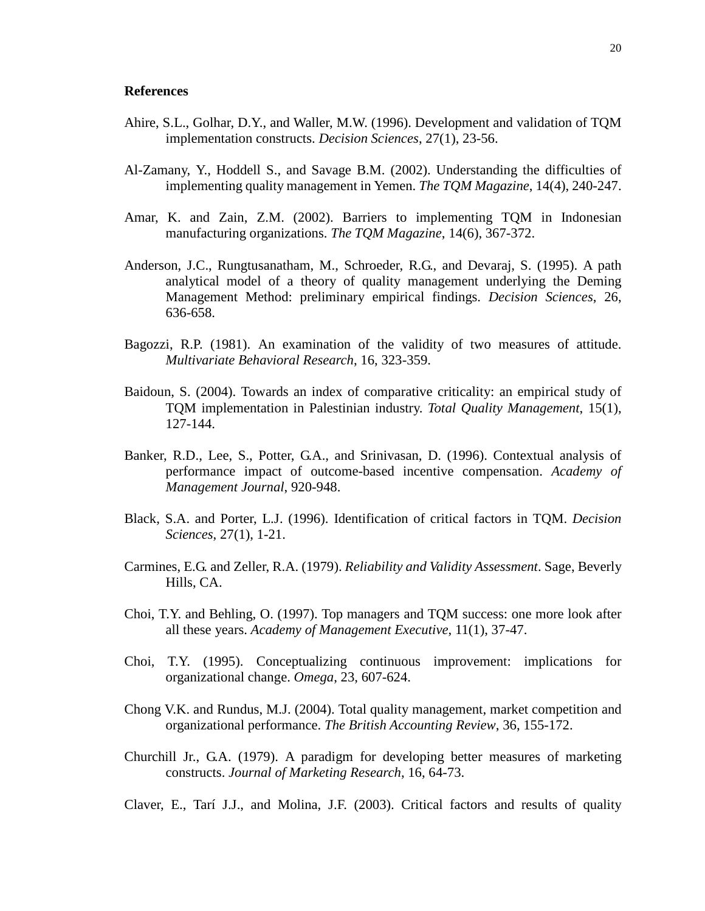**References**

Ahire, S.L., Golhar, D.Y., and Waller, M.W. (1996). Development and validation of TQM implementation constructs. *Decision Sciences*, 27(1), 23-56.

Al-Zamany, Y., Hoddell S., and Savage B.M. (2002). Understanding the difficulties of implementing quality management in Yemen. *The TQM Magazine*, 14(4), 240-247.

Amar, K. and Zain, Z.M. (2002). Barriers to implementing TQM in Indonesian manufacturing organizations. *The TQM Magazine*, 14(6), 367-372.

Anderson, J.C., Rungtusanatham, M., Schroeder, R.G., and Devaraj, S. (1995). A path analytical model of a theory of quality management underlying the Deming Management Method: preliminary empirical findings. *Decision Sciences*, 26, 636-658.

Bagozzi, R.P. (1981). An examination of the validity of two measures of attitude. *Multivariate Behavioral Research*, 16, 323-359.

Baidoun, S. (2004). Towards an index of comparative criticality: an empirical study of TQM implementation in Palestinian industry. *Total Quality Management*, 15(1), 127-144.

Banker, R.D., Lee, S., Potter, G.A., and Srinivasan, D. (1996). Contextual analysis of performance impact of outcome-based incentive compensation. *Academy of Management Journal*, 920-948.

Black, S.A. and Porter, L.J. (1996). Identification of critical factors in TQM. *Decision Sciences*, 27(1), 1-21.

Carmines, E.G. and Zeller, R.A. (1979). *Reliability and Validity Assessment*. Sage, Beverly Hills, CA.

Choi, T.Y. and Behling, O. (1997). Top managers and TQM success: one more look after all these years. *Academy of Management Executive*, 11(1), 37-47.

Choi, T.Y. (1995). Conceptualizing continuous improvement: implications for organizational change. *Omega*, 23, 607-624.

Chong V.K. and Rundus, M.J. (2004). Total quality management, market competition and organizational performance. *The British Accounting Review*, 36, 155-172.

Churchill Jr., G.A. (1979). A paradigm for developing better measures of marketing constructs. *Journal of Marketing Research*, 16, 64-73.

Claver, E., Tarí J.J., and Molina, J.F. (2003). Critical factors and results of quality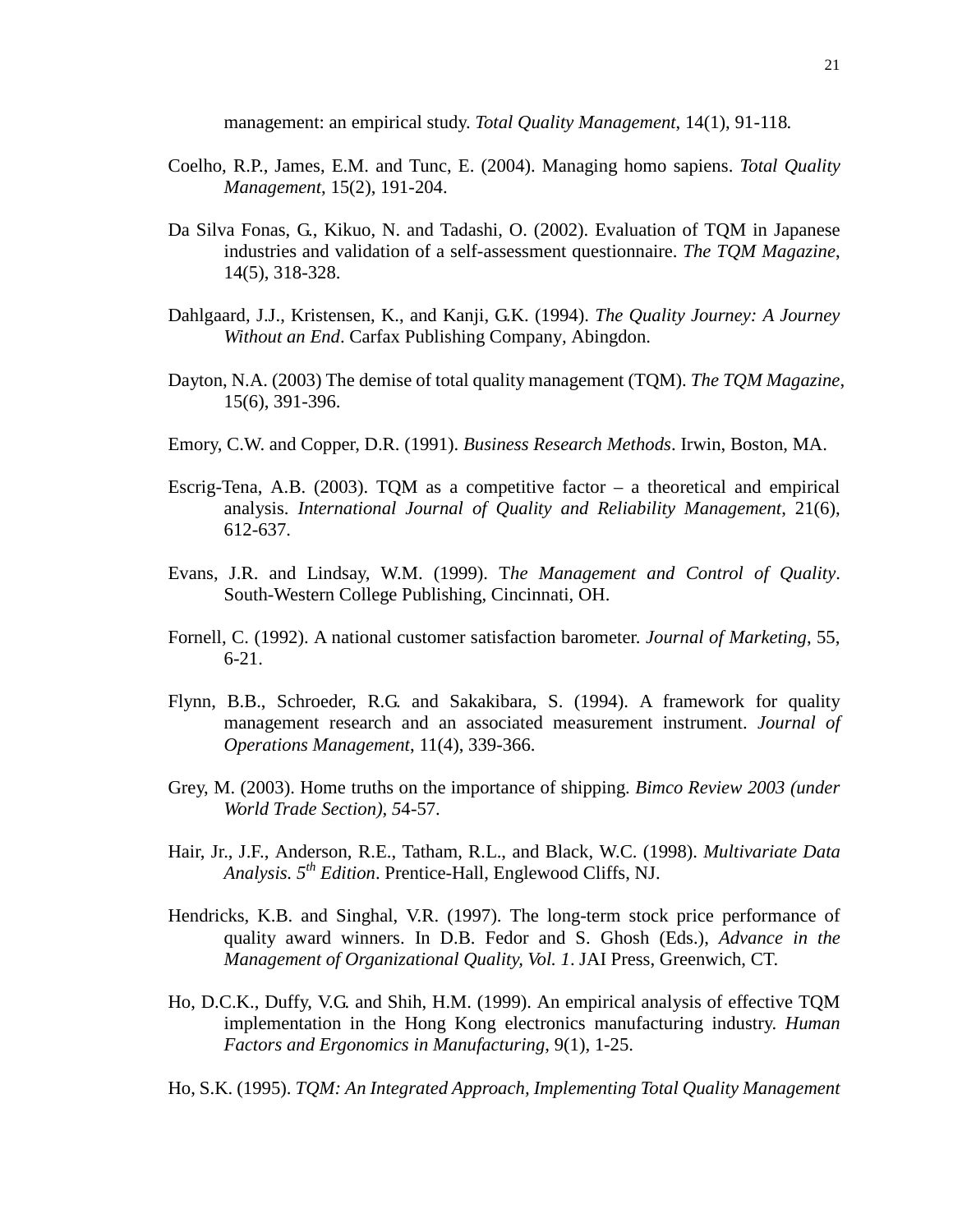management: an empirical study. *Total Quality Management*, 14(1), 91-118.

Coelho, R.P., James, E.M. and Tunc, E. (2004). Managing homo sapiens. *Total Quality Management*, 15(2), 191-204.

Da Silva Fonas, G., Kikuo, N. and Tadashi, O. (2002). Evaluation of TQM in Japanese industries and validation of a self-assessment questionnaire. *The TQM Magazine*, 14(5), 318-328.

Dahlgaard, J.J., Kristensen, K., and Kanji, G.K. (1994). *The Quality Journey: A Journey Without an End*. Carfax Publishing Company, Abingdon.

Dayton, N.A. (2003) The demise of total quality management (TQM). *The TQM Magazine*, 15(6), 391-396.

Emory, C.W. and Copper, D.R. (1991). *Business Research Methods*. Irwin, Boston, MA.

Escrig-Tena, A.B. (2003). TQM as a competitive factor – a theoretical and empirical analysis. *International Journal of Quality and Reliability Management*, 21(6), 612-637.

Evans, J.R. and Lindsay, W.M. (1999). T*he Management and Control of Quality*. South-Western College Publishing, Cincinnati, OH.

Fornell, C. (1992). A national customer satisfaction barometer. *Journal of Marketing*, 55, 6-21.

Flynn, B.B., Schroeder, R.G. and Sakakibara, S. (1994). A framework for quality management research and an associated measurement instrument. *Journal of Operations Management*, 11(4), 339-366.

Grey, M. (2003). Home truths on the importance of shipping. *Bimco Review 2003 (under World Trade Section), 5*4-57.

Hair, Jr., J.F., Anderson, R.E., Tatham, R.L., and Black, W.C. (1998). *Multivariate Data Analysis. 5th Edition*. Prentice-Hall, Englewood Cliffs, NJ.

Hendricks, K.B. and Singhal, V.R. (1997). The long-term stock price performance of quality award winners. In D.B. Fedor and S. Ghosh (Eds.), *Advance in the Management of Organizational Quality, Vol. 1*. JAI Press, Greenwich, CT.

Ho, D.C.K., Duffy, V.G. and Shih, H.M. (1999). An empirical analysis of effective TQM implementation in the Hong Kong electronics manufacturing industry. *Human Factors and Ergonomics in Manufacturing,* 9(1), 1-25.

Ho, S.K. (1995). *TQM: An Integrated Approach, Implementing Total Quality Management*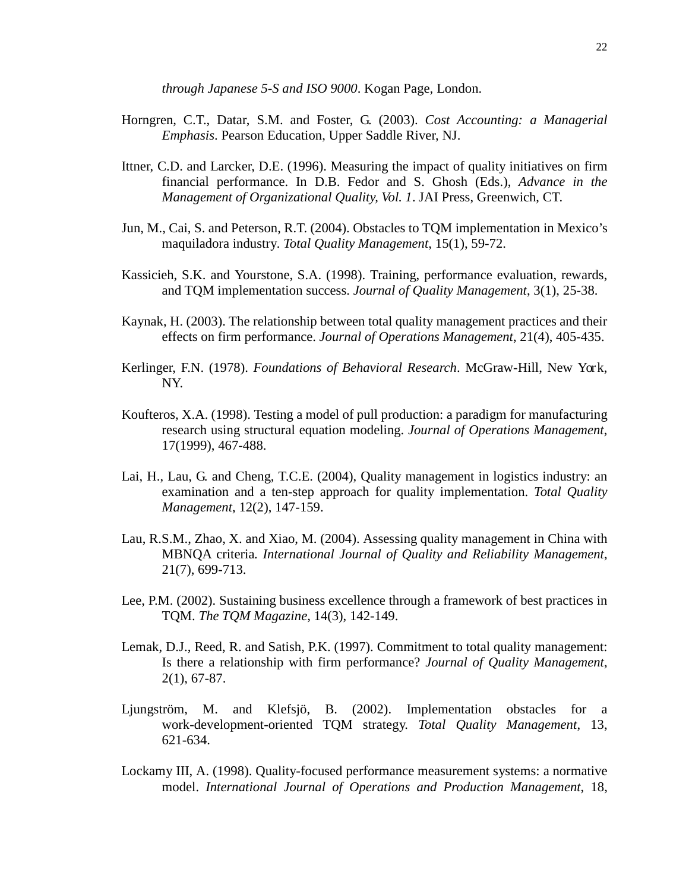*through Japanese 5-S and ISO 9000*. Kogan Page, London.

Horngren, C.T., Datar, S.M. and Foster, G. (2003). *Cost Accounting: a Managerial Emphasis*. Pearson Education, Upper Saddle River, NJ.

Ittner, C.D. and Larcker, D.E. (1996). Measuring the impact of quality initiatives on firm financial performance. In D.B. Fedor and S. Ghosh (Eds.), *Advance in the Management of Organizational Quality, Vol. 1*. JAI Press, Greenwich, CT.

Jun, M., Cai, S. and Peterson, R.T. (2004). Obstacles to TQM implementation in Mexico's maquiladora industry. *Total Quality Management*, 15(1), 59-72.

Kassicieh, S.K. and Yourstone, S.A. (1998). Training, performance evaluation, rewards, and TQM implementation success. *Journal of Quality Management*, 3(1), 25-38.

Kaynak, H. (2003). The relationship between total quality management practices and their effects on firm performance. *Journal of Operations Management*, 21(4), 405-435.

Kerlinger, F.N. (1978). *Foundations of Behavioral Research*. McGraw-Hill, New York, NY.

Koufteros, X.A. (1998). Testing a model of pull production: a paradigm for manufacturing research using structural equation modeling. *Journal of Operations Management*, 17(1999), 467-488.

Lai, H., Lau, G. and Cheng, T.C.E. (2004), Quality management in logistics industry: an examination and a ten-step approach for quality implementation. *Total Quality Management*, 12(2), 147-159.

Lau, R.S.M., Zhao, X. and Xiao, M. (2004). Assessing quality management in China with MBNQA criteria. *International Journal of Quality and Reliability Management*, 21(7), 699-713.

Lee, P.M. (2002). Sustaining business excellence through a framework of best practices in TQM. *The TQM Magazine*, 14(3), 142-149.

Lemak, D.J., Reed, R. and Satish, P.K. (1997). Commitment to total quality management: Is there a relationship with firm performance? *Journal of Quality Management*, 2(1), 67-87.

Ljungström, M. and Klefsjö, B. (2002). Implementation obstacles for a work-development-oriented TQM strategy. *Total Quality Management*, 13, 621-634.

Lockamy III, A. (1998). Quality-focused performance measurement systems: a normative model. *International Journal of Operations and Production Management*, 18,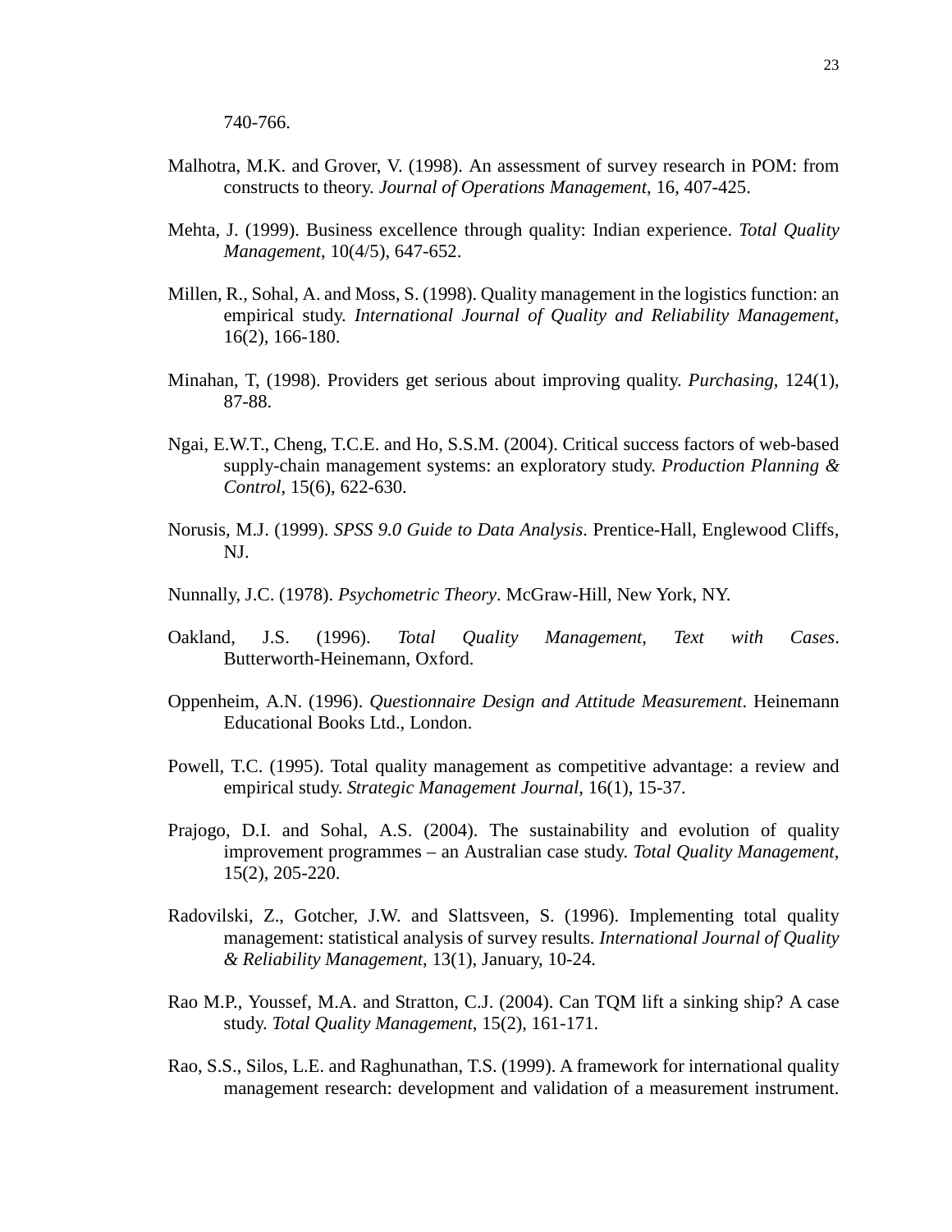740-766.

Malhotra, M.K. and Grover, V. (1998). An assessment of survey research in POM: from constructs to theory. *Journal of Operations Management*, 16, 407-425.

Mehta, J. (1999). Business excellence through quality: Indian experience. *Total Quality Management*, 10(4/5), 647-652.

Millen, R., Sohal, A. and Moss, S. (1998). Quality management in the logistics function: an empirical study. *International Journal of Quality and Reliability Management*, 16(2), 166-180.

Minahan, T, (1998). Providers get serious about improving quality. *Purchasing*, 124(1), 87-88.

Ngai, E.W.T., Cheng, T.C.E. and Ho, S.S.M. (2004). Critical success factors of web-based supply-chain management systems: an exploratory study. *Production Planning & Control*, 15(6), 622-630.

Norusis, M.J. (1999). *SPSS 9.0 Guide to Data Analysis*. Prentice-Hall, Englewood Cliffs, NJ.

Nunnally, J.C. (1978). *Psychometric Theory*. McGraw-Hill, New York, NY.

Oakland, J.S. (1996). *Total Quality Management, Text with Cases*. Butterworth-Heinemann, Oxford.

Oppenheim, A.N. (1996). *Questionnaire Design and Attitude Measurement*. Heinemann Educational Books Ltd., London.

Powell, T.C. (1995). Total quality management as competitive advantage: a review and empirical study. *Strategic Management Journal*, 16(1), 15-37.

Prajogo, D.I. and Sohal, A.S. (2004). The sustainability and evolution of quality improvement programmes – an Australian case study. *Total Quality Management*, 15(2), 205-220.

Radovilski, Z., Gotcher, J.W. and Slattsveen, S. (1996). Implementing total quality management: statistical analysis of survey results. *International Journal of Quality & Reliability Management*, 13(1), January, 10-24.

Rao M.P., Youssef, M.A. and Stratton, C.J. (2004). Can TQM lift a sinking ship? A case study. *Total Quality Management*, 15(2), 161-171.

Rao, S.S., Silos, L.E. and Raghunathan, T.S. (1999). A framework for international quality management research: development and validation of a measurement instrument.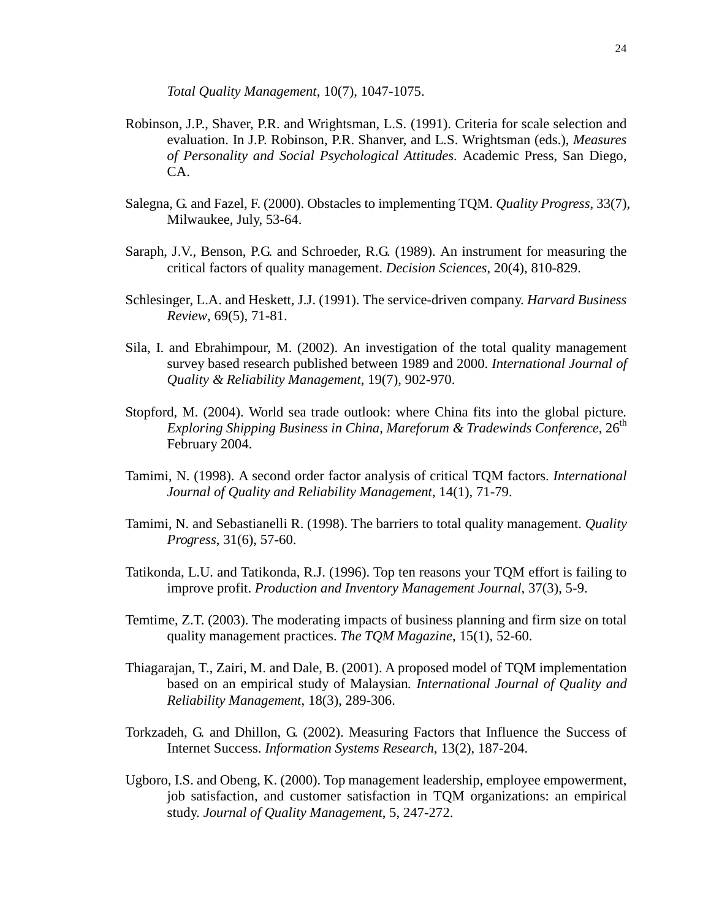*Total Quality Management*, 10(7), 1047-1075.

Robinson, J.P., Shaver, P.R. and Wrightsman, L.S. (1991). Criteria for scale selection and evaluation. In J.P. Robinson, P.R. Shanver, and L.S. Wrightsman (eds.), *Measures of Personality and Social Psychological Attitudes*. Academic Press, San Diego, CA.

Salegna, G. and Fazel, F. (2000). Obstacles to implementing TQM. *Quality Progress*, 33(7), Milwaukee, July, 53-64.

Saraph, J.V., Benson, P.G. and Schroeder, R.G. (1989). An instrument for measuring the critical factors of quality management. *Decision Sciences*, 20(4), 810-829.

Schlesinger, L.A. and Heskett, J.J. (1991). The service-driven company. *Harvard Business Review*, 69(5), 71-81.

Sila, I. and Ebrahimpour, M. (2002). An investigation of the total quality management survey based research published between 1989 and 2000. *International Journal of Quality & Reliability Management*, 19(7), 902-970.

Stopford, M. (2004). World sea trade outlook: where China fits into the global picture. *Exploring Shipping Business in China, Mareforum & Tradewinds Conference*, 26th February 2004.

Tamimi, N. (1998). A second order factor analysis of critical TQM factors. *International Journal of Quality and Reliability Management*, 14(1), 71-79.

Tamimi, N. and Sebastianelli R. (1998). The barriers to total quality management. *Quality Progress*, 31(6), 57-60.

Tatikonda, L.U. and Tatikonda, R.J. (1996). Top ten reasons your TQM effort is failing to improve profit. *Production and Inventory Management Journal*, 37(3), 5-9.

Temtime, Z.T. (2003). The moderating impacts of business planning and firm size on total quality management practices. *The TQM Magazine*, 15(1), 52-60.

Thiagarajan, T., Zairi, M. and Dale, B. (2001). A proposed model of TQM implementation based on an empirical study of Malaysian. *International Journal of Quality and Reliability Management*, 18(3), 289-306.

Torkzadeh, G. and Dhillon, G. (2002). Measuring Factors that Influence the Success of Internet Success. *Information Systems Research*, 13(2), 187-204.

Ugboro, I.S. and Obeng, K. (2000). Top management leadership, employee empowerment, job satisfaction, and customer satisfaction in TQM organizations: an empirical study. *Journal of Quality Management*, 5, 247-272.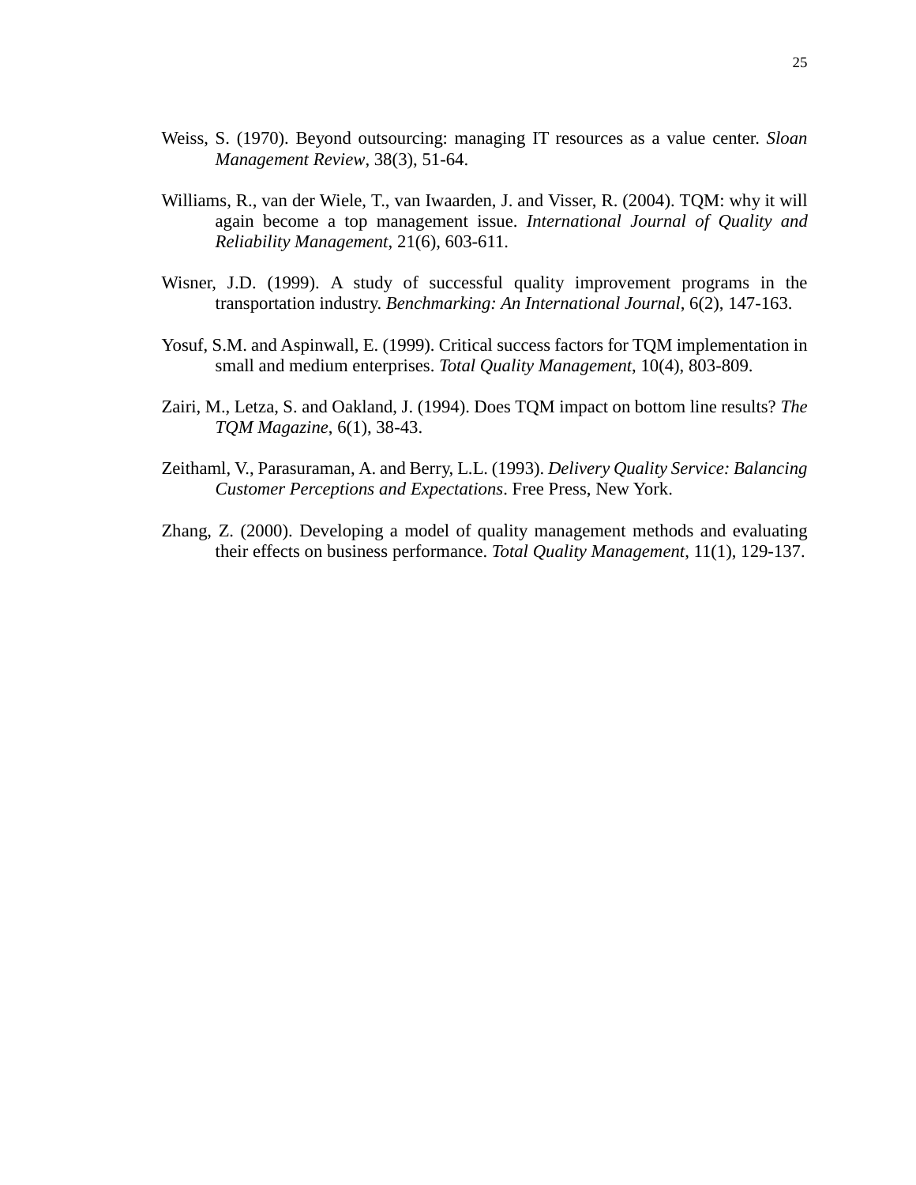Weiss, S. (1970). Beyond outsourcing: managing IT resources as a value center. *Sloan Management Review*, 38(3), 51-64.

Williams, R., van der Wiele, T., van Iwaarden, J. and Visser, R. (2004). TQM: why it will again become a top management issue. *International Journal of Quality and Reliability Management*, 21(6), 603-611.

Wisner, J.D. (1999). A study of successful quality improvement programs in the transportation industry. *Benchmarking: An International Journal*, 6(2), 147-163.

Yosuf, S.M. and Aspinwall, E. (1999). Critical success factors for TQM implementation in small and medium enterprises. *Total Quality Management*, 10(4), 803-809.

Zairi, M., Letza, S. and Oakland, J. (1994). Does TQM impact on bottom line results? *The TQM Magazine*, 6(1), 38-43.

Zeithaml, V., Parasuraman, A. and Berry, L.L. (1993). *Delivery Quality Service: Balancing Customer Perceptions and Expectations*. Free Press, New York.

Zhang, Z. (2000). Developing a model of quality management methods and evaluating their effects on business performance. *Total Quality Management*, 11(1), 129-137.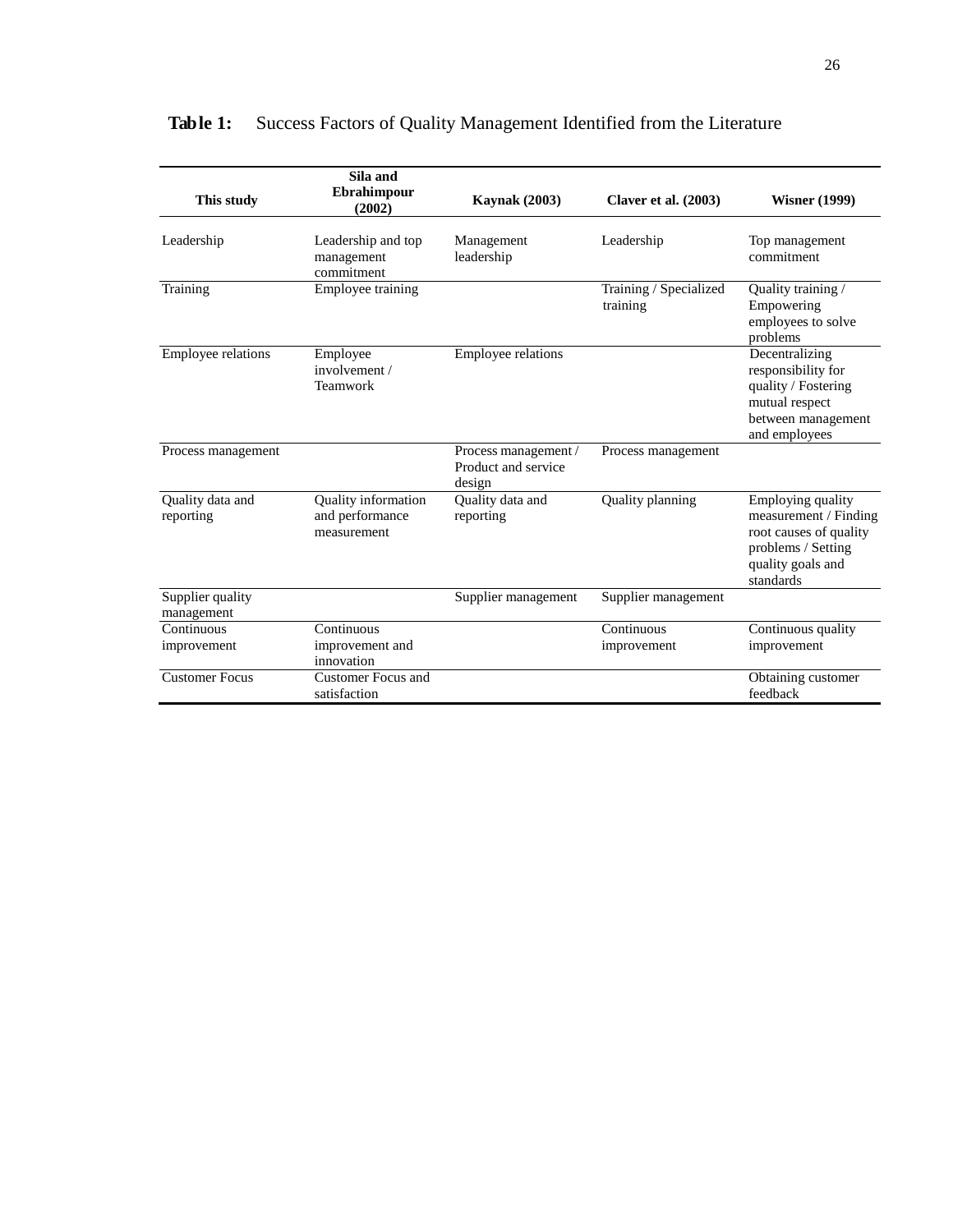**Table 1:** Success Factors of Quality Management Identified from the Literature

| This study | Sila and Ebrahimpour (2002) | Kaynak (2003) | Claver et al. (2003) | Wisner (1999) |
|---|---|---|---|---|
| Leadership | Leadership and top management commitment | Management leadership | Leadership | Top management commitment |
| Training | Employee training | | Training / Specialized training | Quality training / Empowering employees to solve problems |
| Employee relations | Employee involvement / Teamwork | Employee relations | | Decentralizing responsibility for quality / Fostering mutual respect between management and employees |
| Process management | | Process management / Product and service design | Process management | |
| Quality data and reporting | Quality information and performance measurement | Quality data and reporting | Quality planning | Employing quality measurement / Finding root causes of quality problems / Setting quality goals and standards |
| Supplier quality management | | Supplier management | Supplier management | |
| Continuous improvement | Continuous improvement and innovation | | Continuous improvement | Continuous quality improvement |
| Customer Focus | Customer Focus and satisfaction | | | Obtaining customer feedback |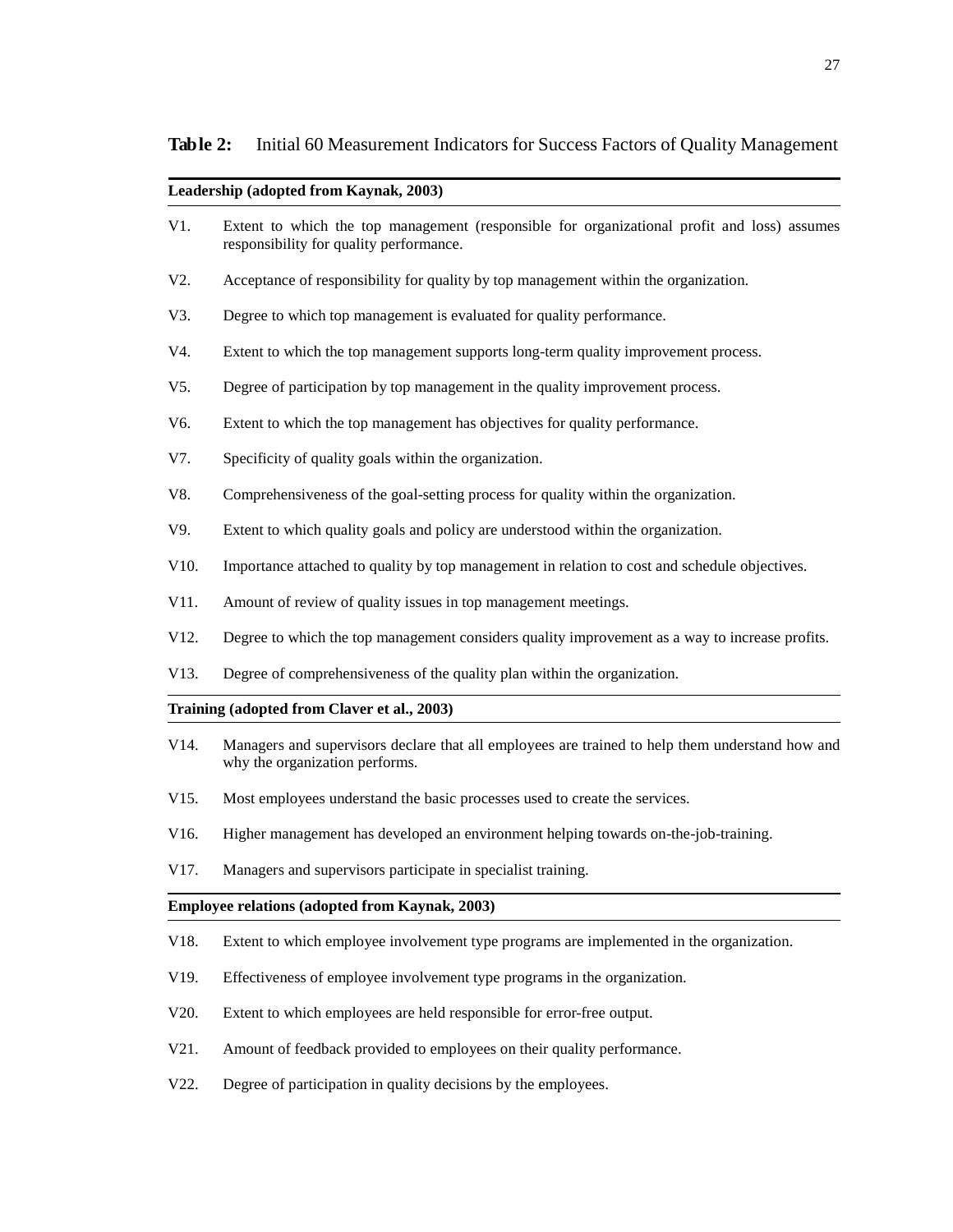**Table 2:** Initial 60 Measurement Indicators for Success Factors of Quality Management

**Leadership (adopted from Kaynak, 2003)**

V1. Extent to which the top management (responsible for organizational profit and loss) assumes responsibility for quality performance.

V2. Acceptance of responsibility for quality by top management within the organization.

V3. Degree to which top management is evaluated for quality performance.

V4. Extent to which the top management supports long-term quality improvement process.

V5. Degree of participation by top management in the quality improvement process.

V6. Extent to which the top management has objectives for quality performance.

V7. Specificity of quality goals within the organization.

V8. Comprehensiveness of the goal-setting process for quality within the organization.

V9. Extent to which quality goals and policy are understood within the organization.

V10. Importance attached to quality by top management in relation to cost and schedule objectives.

V11. Amount of review of quality issues in top management meetings.

V12. Degree to which the top management considers quality improvement as a way to increase profits.

V13. Degree of comprehensiveness of the quality plan within the organization.

**Training (adopted from Claver et al., 2003)**

V14. Managers and supervisors declare that all employees are trained to help them understand how and why the organization performs.

V15. Most employees understand the basic processes used to create the services.

V16. Higher management has developed an environment helping towards on-the-job-training.

V17. Managers and supervisors participate in specialist training.

**Employee relations (adopted from Kaynak, 2003)**

V18. Extent to which employee involvement type programs are implemented in the organization.

V19. Effectiveness of employee involvement type programs in the organization.

V20. Extent to which employees are held responsible for error-free output.

V21. Amount of feedback provided to employees on their quality performance.

V22. Degree of participation in quality decisions by the employees.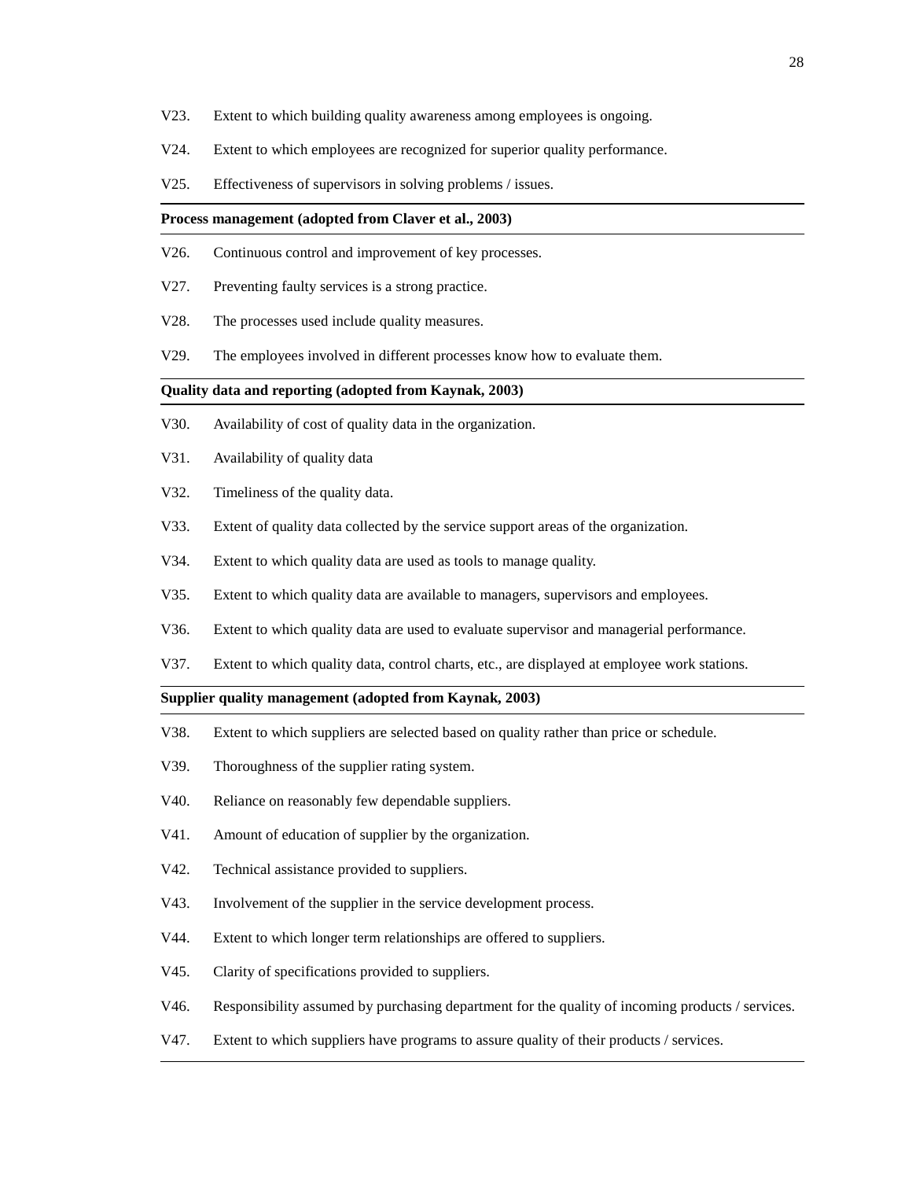V23. Extent to which building quality awareness among employees is ongoing.

V24. Extent to which employees are recognized for superior quality performance.

V25. Effectiveness of supervisors in solving problems / issues.

**Process management (adopted from Claver et al., 2003)**

V26. Continuous control and improvement of key processes.

V27. Preventing faulty services is a strong practice.

V28. The processes used include quality measures.

V29. The employees involved in different processes know how to evaluate them.

**Quality data and reporting (adopted from Kaynak, 2003)**

V30. Availability of cost of quality data in the organization.

V31. Availability of quality data

V32. Timeliness of the quality data.

V33. Extent of quality data collected by the service support areas of the organization.

V34. Extent to which quality data are used as tools to manage quality.

V35. Extent to which quality data are available to managers, supervisors and employees.

V36. Extent to which quality data are used to evaluate supervisor and managerial performance.

V37. Extent to which quality data, control charts, etc., are displayed at employee work stations.

**Supplier quality management (adopted from Kaynak, 2003)**

V38. Extent to which suppliers are selected based on quality rather than price or schedule.

V39. Thoroughness of the supplier rating system.

V40. Reliance on reasonably few dependable suppliers.

V41. Amount of education of supplier by the organization.

V42. Technical assistance provided to suppliers.

V43. Involvement of the supplier in the service development process.

V44. Extent to which longer term relationships are offered to suppliers.

V45. Clarity of specifications provided to suppliers.

V46. Responsibility assumed by purchasing department for the quality of incoming products / services.

V47. Extent to which suppliers have programs to assure quality of their products / services.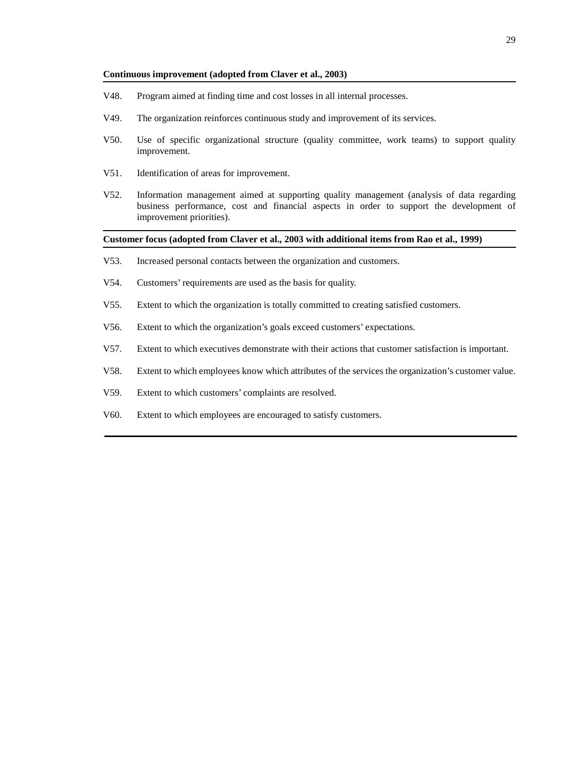**Continuous improvement (adopted from Claver et al., 2003)**

V48. Program aimed at finding time and cost losses in all internal processes.

V49. The organization reinforces continuous study and improvement of its services.

V50. Use of specific organizational structure (quality committee, work teams) to support quality improvement.

V51. Identification of areas for improvement.

V52. Information management aimed at supporting quality management (analysis of data regarding business performance, cost and financial aspects in order to support the development of improvement priorities).

**Customer focus (adopted from Claver et al., 2003 with additional items from Rao et al., 1999)**

V53. Increased personal contacts between the organization and customers.

V54. Customers' requirements are used as the basis for quality.

V55. Extent to which the organization is totally committed to creating satisfied customers.

V56. Extent to which the organization's goals exceed customers' expectations.

V57. Extent to which executives demonstrate with their actions that customer satisfaction is important.

V58. Extent to which employees know which attributes of the services the organization's customer value.

V59. Extent to which customers' complaints are resolved.

V60. Extent to which employees are encouraged to satisfy customers.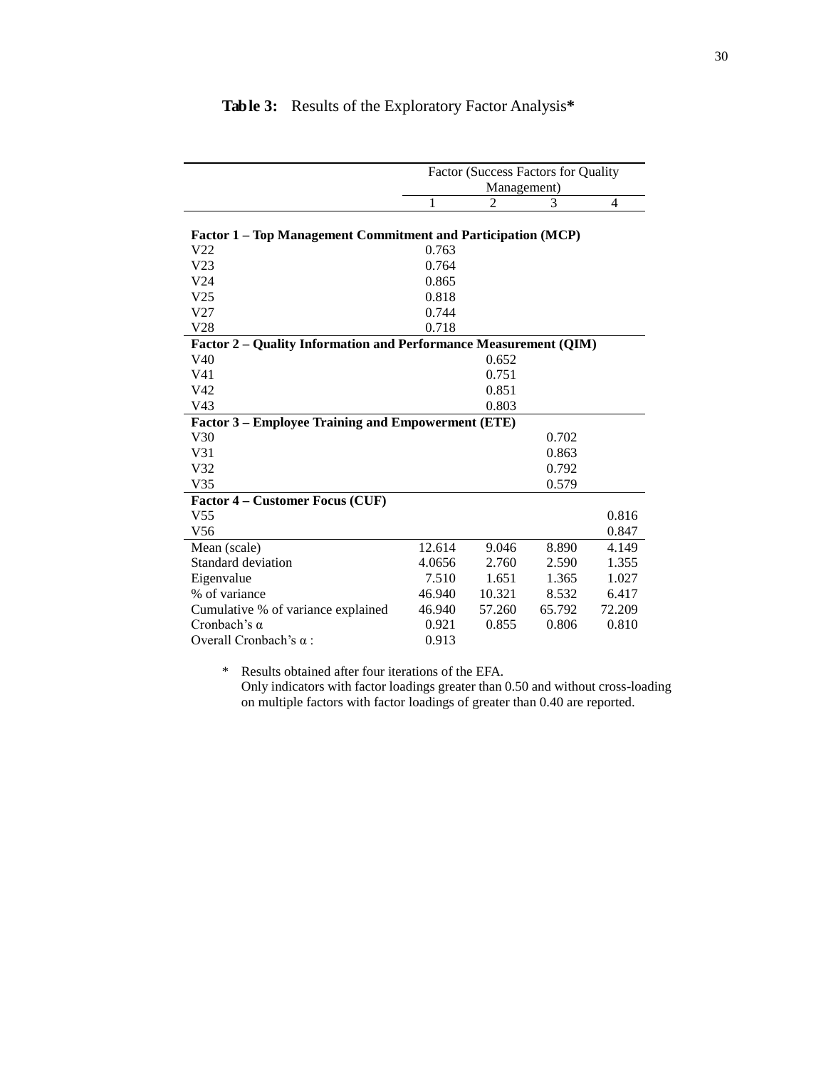**Table 3:** Results of the Exploratory Factor Analysis*

| | Factor (Success Factors for Quality Management) | | | |
|---|---|---|---|---|
| | 1 | 2 | 3 | 4 |
| **Factor 1 – Top Management Commitment and Participation (MCP)** | | | | |
| V22 | 0.763 | | | |
| V23 | 0.764 | | | |
| V24 | 0.865 | | | |
| V25 | 0.818 | | | |
| V27 | 0.744 | | | |
| V28 | 0.718 | | | |
| **Factor 2 – Quality Information and Performance Measurement (QIM)** | | | | |
| V40 | | 0.652 | | |
| V41 | | 0.751 | | |
| V42 | | 0.851 | | |
| V43 | | 0.803 | | |
| **Factor 3 – Employee Training and Empowerment (ETE)** | | | | |
| V30 | | | 0.702 | |
| V31 | | | 0.863 | |
| V32 | | | 0.792 | |
| V35 | | | 0.579 | |
| **Factor 4 – Customer Focus (CUF)** | | | | |
| V55 | | | | 0.816 |
| V56 | | | | 0.847 |
| Mean (scale) | 12.614 | 9.046 | 8.890 | 4.149 |
| Standard deviation | 4.0656 | 2.760 | 2.590 | 1.355 |
| Eigenvalue | 7.510 | 1.651 | 1.365 | 1.027 |
| % of variance | 46.940 | 10.321 | 8.532 | 6.417 |
| Cumulative % of variance explained | 46.940 | 57.260 | 65.792 | 72.209 |
| Cronbach's α | 0.921 | 0.855 | 0.806 | 0.810 |
| Overall Cronbach's α : | 0.913 | | | |

\* Results obtained after four iterations of the EFA.
Only indicators with factor loadings greater than 0.50 and without cross-loading on multiple factors with factor loadings of greater than 0.40 are reported.